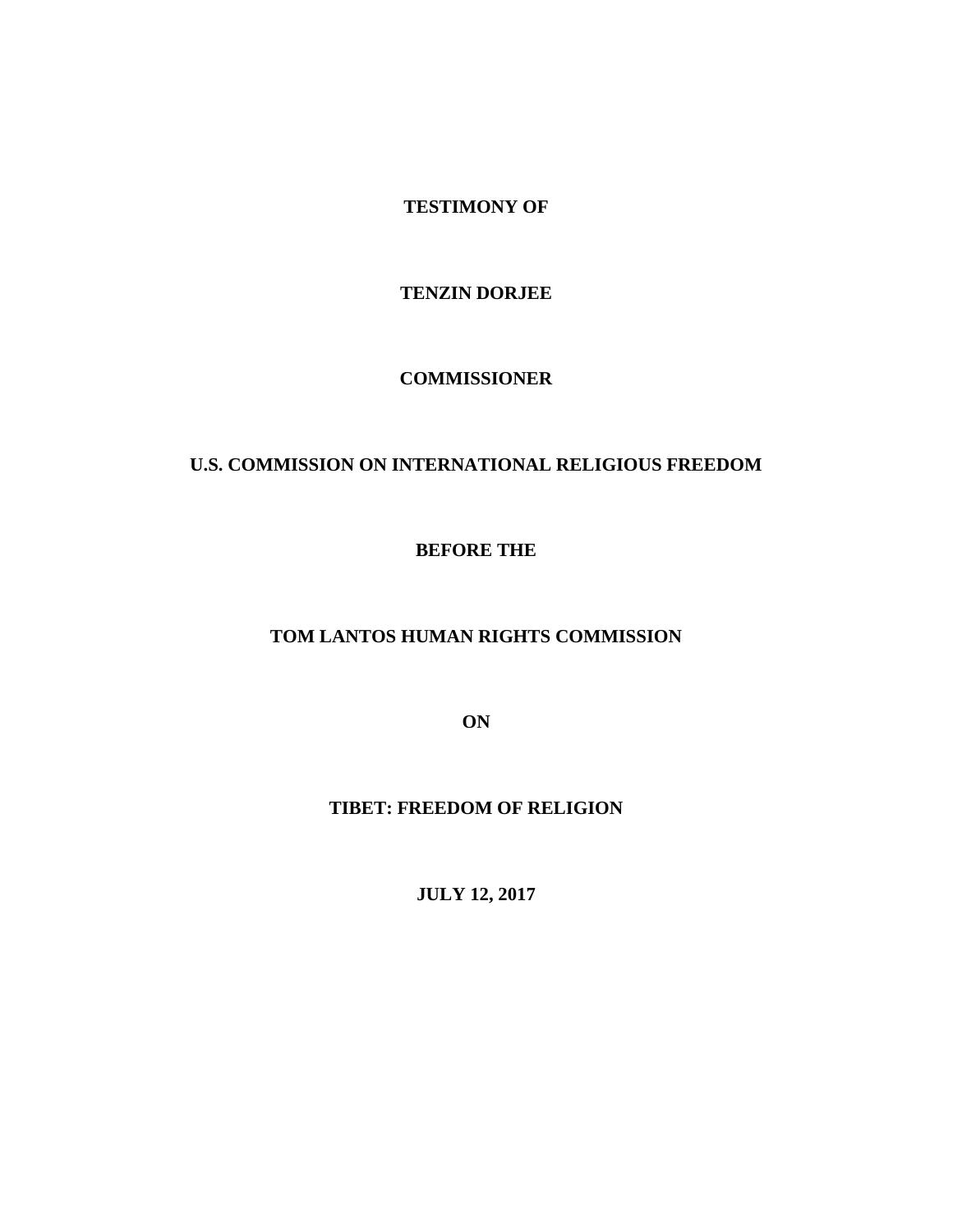**TESTIMONY OF**

**TENZIN DORJEE**

**COMMISSIONER**

**U.S. COMMISSION ON INTERNATIONAL RELIGIOUS FREEDOM**

**BEFORE THE**

**TOM LANTOS HUMAN RIGHTS COMMISSION**

**ON**

**TIBET: FREEDOM OF RELIGION**

**JULY 12, 2017**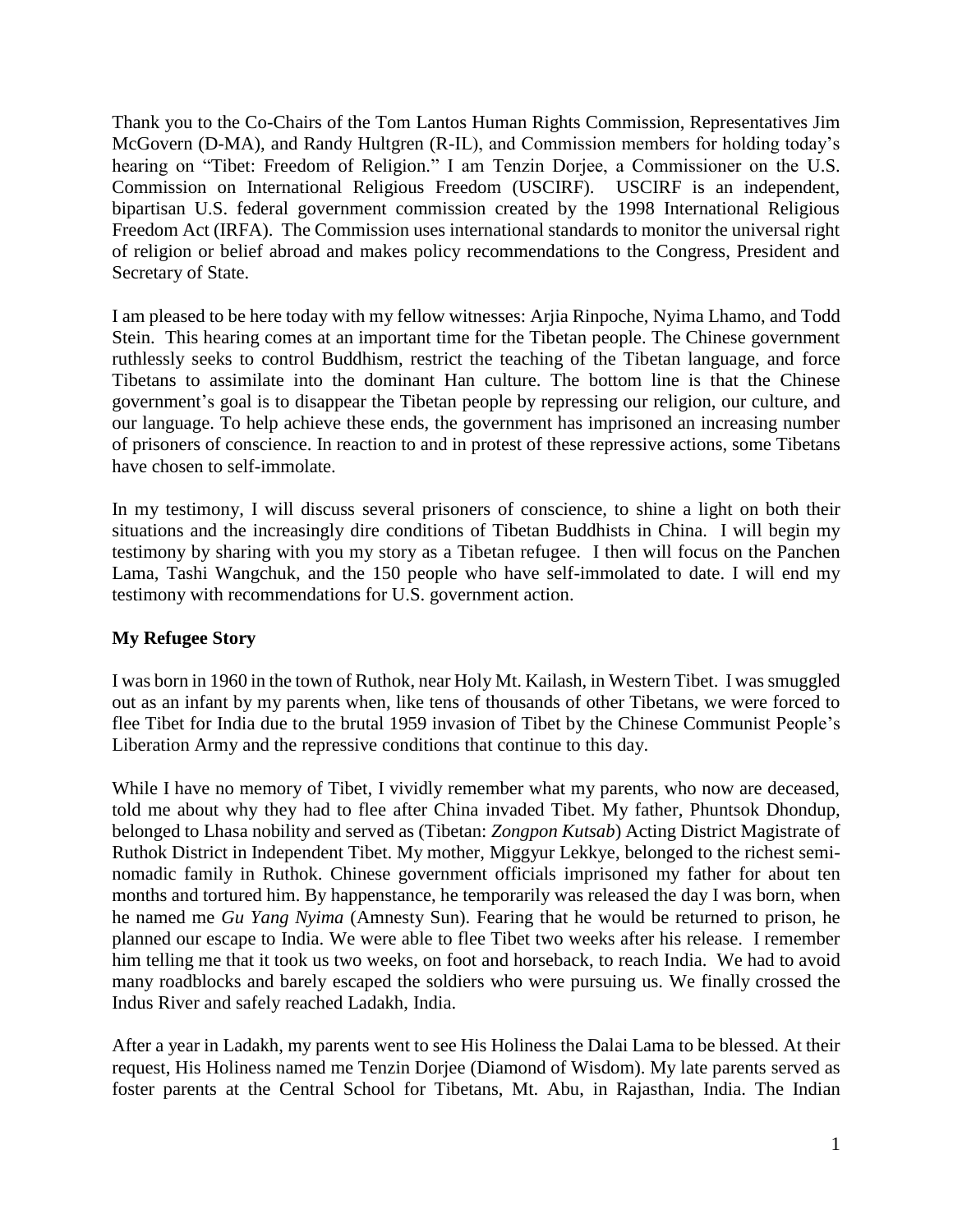Thank you to the Co-Chairs of the Tom Lantos Human Rights Commission, Representatives Jim McGovern (D-MA), and Randy Hultgren (R-IL), and Commission members for holding today's hearing on "Tibet: Freedom of Religion." I am Tenzin Dorjee, a Commissioner on the U.S. Commission on International Religious Freedom (USCIRF). USCIRF is an independent, bipartisan U.S. federal government commission created by the 1998 International Religious Freedom Act (IRFA). The Commission uses international standards to monitor the universal right of religion or belief abroad and makes policy recommendations to the Congress, President and Secretary of State.

I am pleased to be here today with my fellow witnesses: Arjia Rinpoche, Nyima Lhamo, and Todd Stein. This hearing comes at an important time for the Tibetan people. The Chinese government ruthlessly seeks to control Buddhism, restrict the teaching of the Tibetan language, and force Tibetans to assimilate into the dominant Han culture. The bottom line is that the Chinese government's goal is to disappear the Tibetan people by repressing our religion, our culture, and our language. To help achieve these ends, the government has imprisoned an increasing number of prisoners of conscience. In reaction to and in protest of these repressive actions, some Tibetans have chosen to self-immolate.

In my testimony, I will discuss several prisoners of conscience, to shine a light on both their situations and the increasingly dire conditions of Tibetan Buddhists in China. I will begin my testimony by sharing with you my story as a Tibetan refugee. I then will focus on the Panchen Lama, Tashi Wangchuk, and the 150 people who have self-immolated to date. I will end my testimony with recommendations for U.S. government action.

## My Refugee Story

I was born in 1960 in the town of Ruthok, near Holy Mt. Kailash, in Western Tibet. I was smuggled out as an infant by my parents when, like tens of thousands of other Tibetans, we were forced to flee Tibet for India due to the brutal 1959 invasion of Tibet by the Chinese Communist People's Liberation Army and the repressive conditions that continue to this day.

While I have no memory of Tibet, I vividly remember what my parents, who now are deceased, told me about why they had to flee after China invaded Tibet. My father, Phuntsok Dhondup, belonged to Lhasa nobility and served as (Tibetan: *Zongpon Kutsab*) Acting District Magistrate of Ruthok District in Independent Tibet. My mother, Miggyur Lekkye, belonged to the richest semi-nomadic family in Ruthok. Chinese government officials imprisoned my father for about ten months and tortured him. By happenstance, he temporarily was released the day I was born, when he named me *Gu Yang Nyima* (Amnesty Sun). Fearing that he would be returned to prison, he planned our escape to India. We were able to flee Tibet two weeks after his release. I remember him telling me that it took us two weeks, on foot and horseback, to reach India. We had to avoid many roadblocks and barely escaped the soldiers who were pursuing us. We finally crossed the Indus River and safely reached Ladakh, India.

After a year in Ladakh, my parents went to see His Holiness the Dalai Lama to be blessed. At their request, His Holiness named me Tenzin Dorjee (Diamond of Wisdom). My late parents served as foster parents at the Central School for Tibetans, Mt. Abu, in Rajasthan, India. The Indian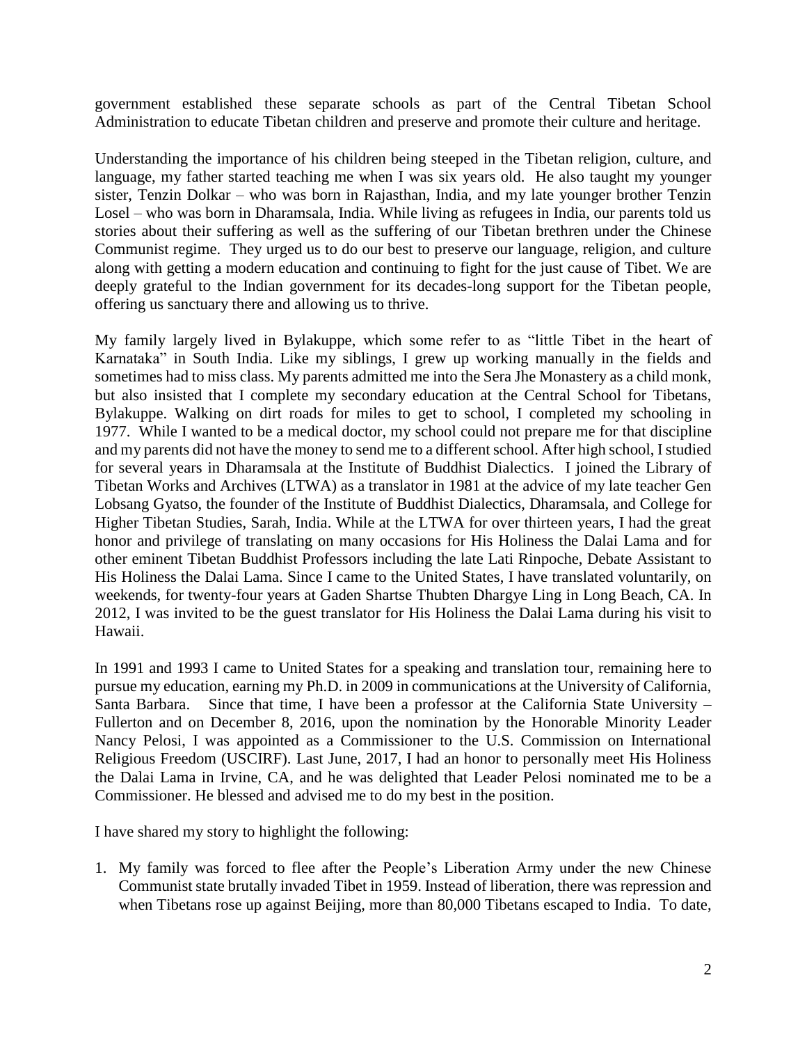government established these separate schools as part of the Central Tibetan School Administration to educate Tibetan children and preserve and promote their culture and heritage.

Understanding the importance of his children being steeped in the Tibetan religion, culture, and language, my father started teaching me when I was six years old. He also taught my younger sister, Tenzin Dolkar – who was born in Rajasthan, India, and my late younger brother Tenzin Losel – who was born in Dharamsala, India. While living as refugees in India, our parents told us stories about their suffering as well as the suffering of our Tibetan brethren under the Chinese Communist regime. They urged us to do our best to preserve our language, religion, and culture along with getting a modern education and continuing to fight for the just cause of Tibet. We are deeply grateful to the Indian government for its decades-long support for the Tibetan people, offering us sanctuary there and allowing us to thrive.

My family largely lived in Bylakuppe, which some refer to as "little Tibet in the heart of Karnataka" in South India. Like my siblings, I grew up working manually in the fields and sometimes had to miss class. My parents admitted me into the Sera Jhe Monastery as a child monk, but also insisted that I complete my secondary education at the Central School for Tibetans, Bylakuppe. Walking on dirt roads for miles to get to school, I completed my schooling in 1977. While I wanted to be a medical doctor, my school could not prepare me for that discipline and my parents did not have the money to send me to a different school. After high school, I studied for several years in Dharamsala at the Institute of Buddhist Dialectics. I joined the Library of Tibetan Works and Archives (LTWA) as a translator in 1981 at the advice of my late teacher Gen Lobsang Gyatso, the founder of the Institute of Buddhist Dialectics, Dharamsala, and College for Higher Tibetan Studies, Sarah, India. While at the LTWA for over thirteen years, I had the great honor and privilege of translating on many occasions for His Holiness the Dalai Lama and for other eminent Tibetan Buddhist Professors including the late Lati Rinpoche, Debate Assistant to His Holiness the Dalai Lama. Since I came to the United States, I have translated voluntarily, on weekends, for twenty-four years at Gaden Shartse Thubten Dhargye Ling in Long Beach, CA. In 2012, I was invited to be the guest translator for His Holiness the Dalai Lama during his visit to Hawaii.

In 1991 and 1993 I came to United States for a speaking and translation tour, remaining here to pursue my education, earning my Ph.D. in 2009 in communications at the University of California, Santa Barbara. Since that time, I have been a professor at the California State University – Fullerton and on December 8, 2016, upon the nomination by the Honorable Minority Leader Nancy Pelosi, I was appointed as a Commissioner to the U.S. Commission on International Religious Freedom (USCIRF). Last June, 2017, I had an honor to personally meet His Holiness the Dalai Lama in Irvine, CA, and he was delighted that Leader Pelosi nominated me to be a Commissioner. He blessed and advised me to do my best in the position.

I have shared my story to highlight the following:

1. My family was forced to flee after the People's Liberation Army under the new Chinese Communist state brutally invaded Tibet in 1959. Instead of liberation, there was repression and when Tibetans rose up against Beijing, more than 80,000 Tibetans escaped to India. To date,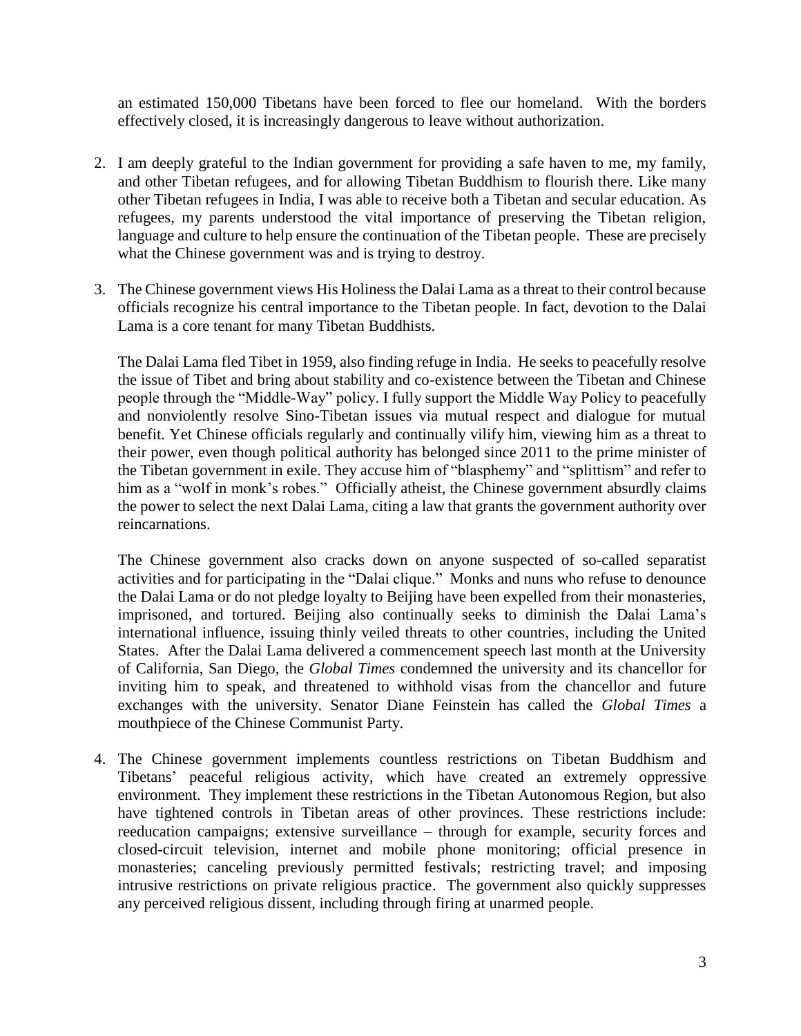an estimated 150,000 Tibetans have been forced to flee our homeland. With the borders effectively closed, it is increasingly dangerous to leave without authorization.

2. I am deeply grateful to the Indian government for providing a safe haven to me, my family, and other Tibetan refugees, and for allowing Tibetan Buddhism to flourish there. Like many other Tibetan refugees in India, I was able to receive both a Tibetan and secular education. As refugees, my parents understood the vital importance of preserving the Tibetan religion, language and culture to help ensure the continuation of the Tibetan people. These are precisely what the Chinese government was and is trying to destroy.

3. The Chinese government views His Holiness the Dalai Lama as a threat to their control because officials recognize his central importance to the Tibetan people. In fact, devotion to the Dalai Lama is a core tenant for many Tibetan Buddhists.

   The Dalai Lama fled Tibet in 1959, also finding refuge in India. He seeks to peacefully resolve the issue of Tibet and bring about stability and co-existence between the Tibetan and Chinese people through the "Middle-Way" policy. I fully support the Middle Way Policy to peacefully and nonviolently resolve Sino-Tibetan issues via mutual respect and dialogue for mutual benefit. Yet Chinese officials regularly and continually vilify him, viewing him as a threat to their power, even though political authority has belonged since 2011 to the prime minister of the Tibetan government in exile. They accuse him of "blasphemy" and "splittism" and refer to him as a "wolf in monk's robes." Officially atheist, the Chinese government absurdly claims the power to select the next Dalai Lama, citing a law that grants the government authority over reincarnations.

   The Chinese government also cracks down on anyone suspected of so-called separatist activities and for participating in the "Dalai clique." Monks and nuns who refuse to denounce the Dalai Lama or do not pledge loyalty to Beijing have been expelled from their monasteries, imprisoned, and tortured. Beijing also continually seeks to diminish the Dalai Lama's international influence, issuing thinly veiled threats to other countries, including the United States. After the Dalai Lama delivered a commencement speech last month at the University of California, San Diego, the *Global Times* condemned the university and its chancellor for inviting him to speak, and threatened to withhold visas from the chancellor and future exchanges with the university. Senator Diane Feinstein has called the *Global Times* a mouthpiece of the Chinese Communist Party.

4. The Chinese government implements countless restrictions on Tibetan Buddhism and Tibetans' peaceful religious activity, which have created an extremely oppressive environment. They implement these restrictions in the Tibetan Autonomous Region, but also have tightened controls in Tibetan areas of other provinces. These restrictions include: reeducation campaigns; extensive surveillance – through for example, security forces and closed-circuit television, internet and mobile phone monitoring; official presence in monasteries; canceling previously permitted festivals; restricting travel; and imposing intrusive restrictions on private religious practice. The government also quickly suppresses any perceived religious dissent, including through firing at unarmed people.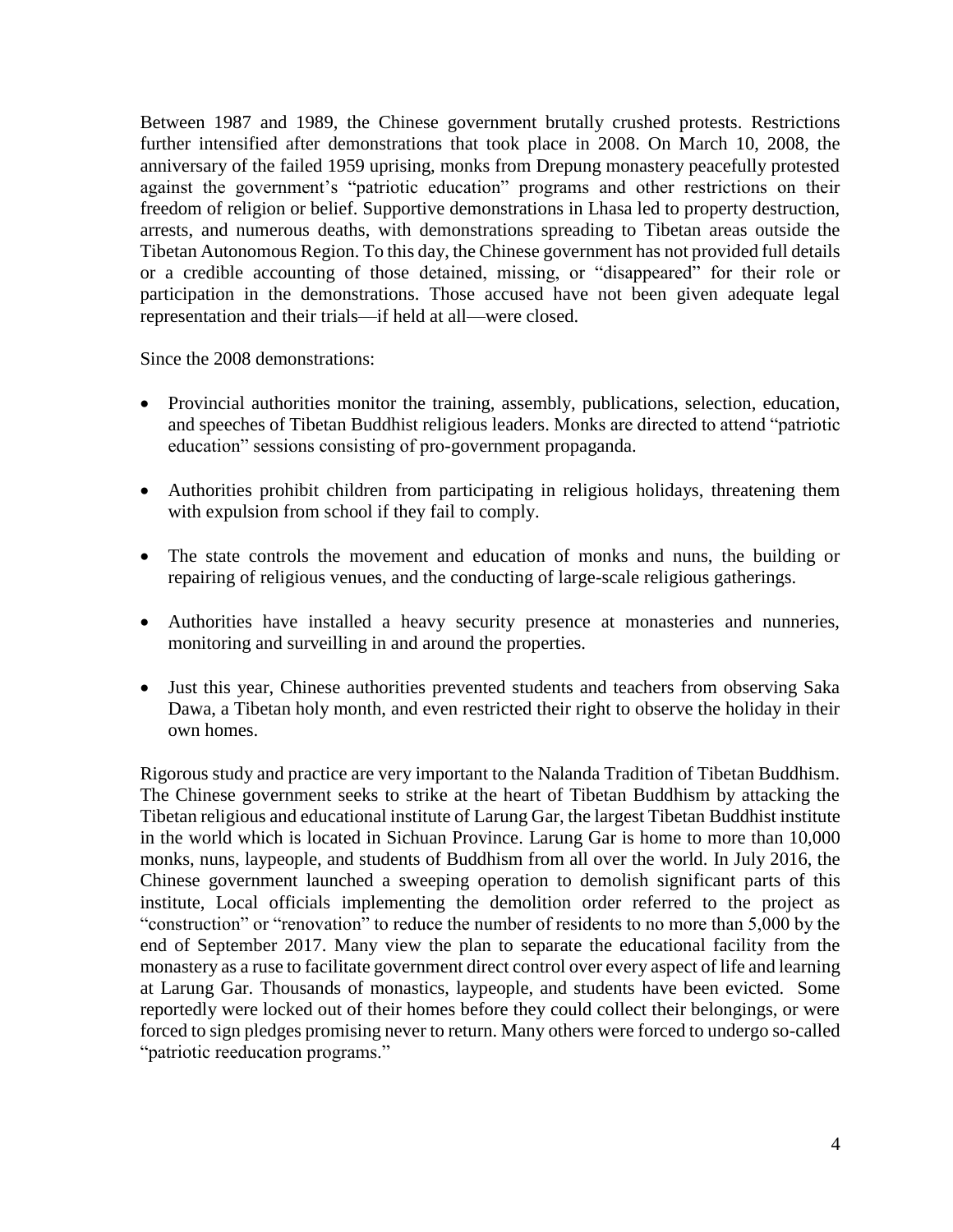Between 1987 and 1989, the Chinese government brutally crushed protests. Restrictions further intensified after demonstrations that took place in 2008. On March 10, 2008, the anniversary of the failed 1959 uprising, monks from Drepung monastery peacefully protested against the government's "patriotic education" programs and other restrictions on their freedom of religion or belief. Supportive demonstrations in Lhasa led to property destruction, arrests, and numerous deaths, with demonstrations spreading to Tibetan areas outside the Tibetan Autonomous Region. To this day, the Chinese government has not provided full details or a credible accounting of those detained, missing, or "disappeared" for their role or participation in the demonstrations. Those accused have not been given adequate legal representation and their trials—if held at all—were closed.

Since the 2008 demonstrations:

- Provincial authorities monitor the training, assembly, publications, selection, education, and speeches of Tibetan Buddhist religious leaders. Monks are directed to attend "patriotic education" sessions consisting of pro-government propaganda.
- Authorities prohibit children from participating in religious holidays, threatening them with expulsion from school if they fail to comply.
- The state controls the movement and education of monks and nuns, the building or repairing of religious venues, and the conducting of large-scale religious gatherings.
- Authorities have installed a heavy security presence at monasteries and nunneries, monitoring and surveilling in and around the properties.
- Just this year, Chinese authorities prevented students and teachers from observing Saka Dawa, a Tibetan holy month, and even restricted their right to observe the holiday in their own homes.

Rigorous study and practice are very important to the Nalanda Tradition of Tibetan Buddhism. The Chinese government seeks to strike at the heart of Tibetan Buddhism by attacking the Tibetan religious and educational institute of Larung Gar, the largest Tibetan Buddhist institute in the world which is located in Sichuan Province. Larung Gar is home to more than 10,000 monks, nuns, laypeople, and students of Buddhism from all over the world. In July 2016, the Chinese government launched a sweeping operation to demolish significant parts of this institute, Local officials implementing the demolition order referred to the project as "construction" or "renovation" to reduce the number of residents to no more than 5,000 by the end of September 2017. Many view the plan to separate the educational facility from the monastery as a ruse to facilitate government direct control over every aspect of life and learning at Larung Gar. Thousands of monastics, laypeople, and students have been evicted. Some reportedly were locked out of their homes before they could collect their belongings, or were forced to sign pledges promising never to return. Many others were forced to undergo so-called "patriotic reeducation programs."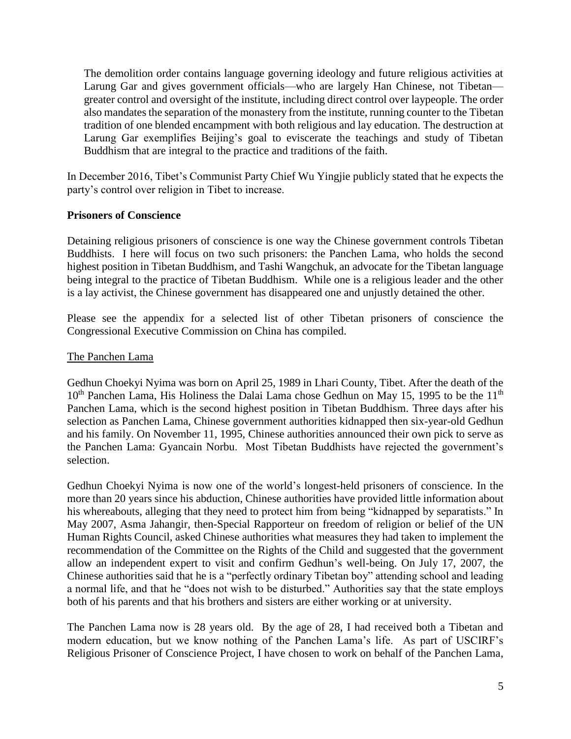> The demolition order contains language governing ideology and future religious activities at Larung Gar and gives government officials—who are largely Han Chinese, not Tibetan—greater control and oversight of the institute, including direct control over laypeople. The order also mandates the separation of the monastery from the institute, running counter to the Tibetan tradition of one blended encampment with both religious and lay education. The destruction at Larung Gar exemplifies Beijing's goal to eviscerate the teachings and study of Tibetan Buddhism that are integral to the practice and traditions of the faith.

In December 2016, Tibet's Communist Party Chief Wu Yingjie publicly stated that he expects the party's control over religion in Tibet to increase.

**Prisoners of Conscience**

Detaining religious prisoners of conscience is one way the Chinese government controls Tibetan Buddhists. I here will focus on two such prisoners: the Panchen Lama, who holds the second highest position in Tibetan Buddhism, and Tashi Wangchuk, an advocate for the Tibetan language being integral to the practice of Tibetan Buddhism. While one is a religious leader and the other is a lay activist, the Chinese government has disappeared one and unjustly detained the other.

Please see the appendix for a selected list of other Tibetan prisoners of conscience the Congressional Executive Commission on China has compiled.

<u>The Panchen Lama</u>

Gedhun Choekyi Nyima was born on April 25, 1989 in Lhari County, Tibet. After the death of the 10th Panchen Lama, His Holiness the Dalai Lama chose Gedhun on May 15, 1995 to be the 11th Panchen Lama, which is the second highest position in Tibetan Buddhism. Three days after his selection as Panchen Lama, Chinese government authorities kidnapped then six-year-old Gedhun and his family. On November 11, 1995, Chinese authorities announced their own pick to serve as the Panchen Lama: Gyancain Norbu. Most Tibetan Buddhists have rejected the government's selection.

Gedhun Choekyi Nyima is now one of the world's longest-held prisoners of conscience. In the more than 20 years since his abduction, Chinese authorities have provided little information about his whereabouts, alleging that they need to protect him from being "kidnapped by separatists." In May 2007, Asma Jahangir, then-Special Rapporteur on freedom of religion or belief of the UN Human Rights Council, asked Chinese authorities what measures they had taken to implement the recommendation of the Committee on the Rights of the Child and suggested that the government allow an independent expert to visit and confirm Gedhun's well-being. On July 17, 2007, the Chinese authorities said that he is a "perfectly ordinary Tibetan boy" attending school and leading a normal life, and that he "does not wish to be disturbed." Authorities say that the state employs both of his parents and that his brothers and sisters are either working or at university.

The Panchen Lama now is 28 years old. By the age of 28, I had received both a Tibetan and modern education, but we know nothing of the Panchen Lama's life. As part of USCIRF's Religious Prisoner of Conscience Project, I have chosen to work on behalf of the Panchen Lama,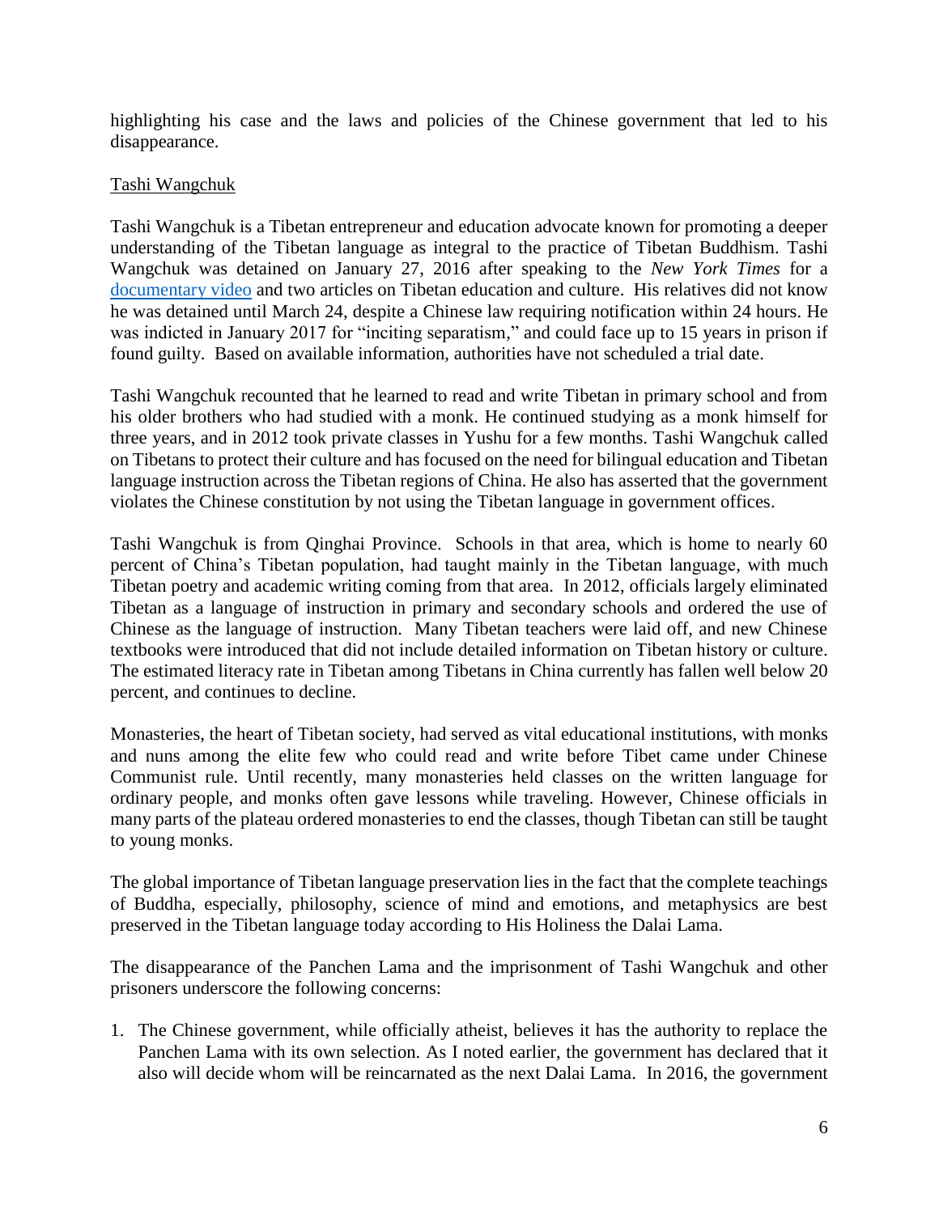highlighting his case and the laws and policies of the Chinese government that led to his disappearance.

Tashi Wangchuk

Tashi Wangchuk is a Tibetan entrepreneur and education advocate known for promoting a deeper understanding of the Tibetan language as integral to the practice of Tibetan Buddhism. Tashi Wangchuk was detained on January 27, 2016 after speaking to the *New York Times* for a documentary video and two articles on Tibetan education and culture. His relatives did not know he was detained until March 24, despite a Chinese law requiring notification within 24 hours. He was indicted in January 2017 for "inciting separatism," and could face up to 15 years in prison if found guilty. Based on available information, authorities have not scheduled a trial date.

Tashi Wangchuk recounted that he learned to read and write Tibetan in primary school and from his older brothers who had studied with a monk. He continued studying as a monk himself for three years, and in 2012 took private classes in Yushu for a few months. Tashi Wangchuk called on Tibetans to protect their culture and has focused on the need for bilingual education and Tibetan language instruction across the Tibetan regions of China. He also has asserted that the government violates the Chinese constitution by not using the Tibetan language in government offices.

Tashi Wangchuk is from Qinghai Province. Schools in that area, which is home to nearly 60 percent of China's Tibetan population, had taught mainly in the Tibetan language, with much Tibetan poetry and academic writing coming from that area. In 2012, officials largely eliminated Tibetan as a language of instruction in primary and secondary schools and ordered the use of Chinese as the language of instruction. Many Tibetan teachers were laid off, and new Chinese textbooks were introduced that did not include detailed information on Tibetan history or culture. The estimated literacy rate in Tibetan among Tibetans in China currently has fallen well below 20 percent, and continues to decline.

Monasteries, the heart of Tibetan society, had served as vital educational institutions, with monks and nuns among the elite few who could read and write before Tibet came under Chinese Communist rule. Until recently, many monasteries held classes on the written language for ordinary people, and monks often gave lessons while traveling. However, Chinese officials in many parts of the plateau ordered monasteries to end the classes, though Tibetan can still be taught to young monks.

The global importance of Tibetan language preservation lies in the fact that the complete teachings of Buddha, especially, philosophy, science of mind and emotions, and metaphysics are best preserved in the Tibetan language today according to His Holiness the Dalai Lama.

The disappearance of the Panchen Lama and the imprisonment of Tashi Wangchuk and other prisoners underscore the following concerns:

1. The Chinese government, while officially atheist, believes it has the authority to replace the Panchen Lama with its own selection. As I noted earlier, the government has declared that it also will decide whom will be reincarnated as the next Dalai Lama. In 2016, the government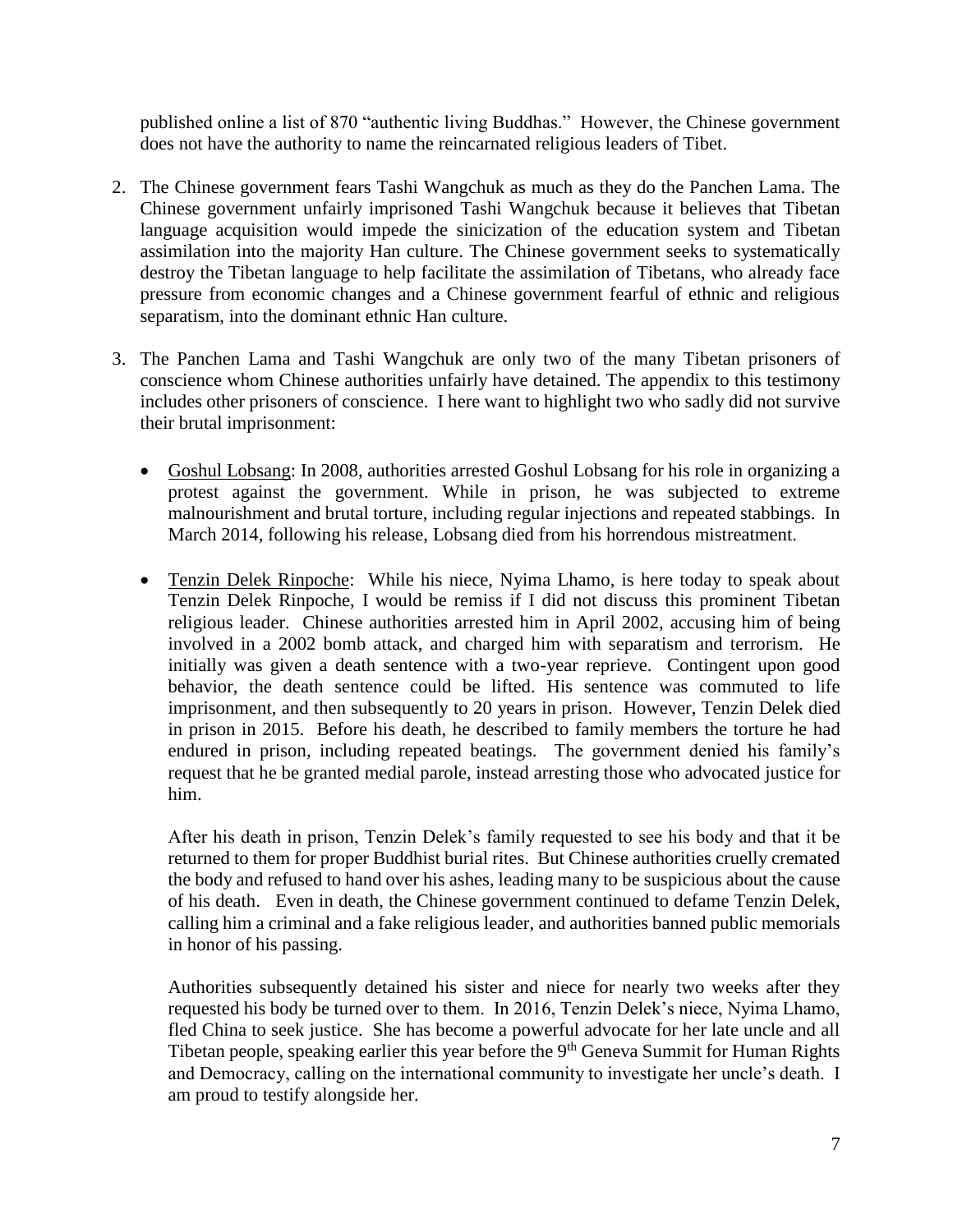published online a list of 870 "authentic living Buddhas." However, the Chinese government does not have the authority to name the reincarnated religious leaders of Tibet.

2. The Chinese government fears Tashi Wangchuk as much as they do the Panchen Lama. The Chinese government unfairly imprisoned Tashi Wangchuk because it believes that Tibetan language acquisition would impede the sinicization of the education system and Tibetan assimilation into the majority Han culture. The Chinese government seeks to systematically destroy the Tibetan language to help facilitate the assimilation of Tibetans, who already face pressure from economic changes and a Chinese government fearful of ethnic and religious separatism, into the dominant ethnic Han culture.

3. The Panchen Lama and Tashi Wangchuk are only two of the many Tibetan prisoners of conscience whom Chinese authorities unfairly have detained. The appendix to this testimony includes other prisoners of conscience. I here want to highlight two who sadly did not survive their brutal imprisonment:

   - Goshul Lobsang: In 2008, authorities arrested Goshul Lobsang for his role in organizing a protest against the government. While in prison, he was subjected to extreme malnourishment and brutal torture, including regular injections and repeated stabbings. In March 2014, following his release, Lobsang died from his horrendous mistreatment.

   - Tenzin Delek Rinpoche: While his niece, Nyima Lhamo, is here today to speak about Tenzin Delek Rinpoche, I would be remiss if I did not discuss this prominent Tibetan religious leader. Chinese authorities arrested him in April 2002, accusing him of being involved in a 2002 bomb attack, and charged him with separatism and terrorism. He initially was given a death sentence with a two-year reprieve. Contingent upon good behavior, the death sentence could be lifted. His sentence was commuted to life imprisonment, and then subsequently to 20 years in prison. However, Tenzin Delek died in prison in 2015. Before his death, he described to family members the torture he had endured in prison, including repeated beatings. The government denied his family's request that he be granted medial parole, instead arresting those who advocated justice for him.

     After his death in prison, Tenzin Delek's family requested to see his body and that it be returned to them for proper Buddhist burial rites. But Chinese authorities cruelly cremated the body and refused to hand over his ashes, leading many to be suspicious about the cause of his death. Even in death, the Chinese government continued to defame Tenzin Delek, calling him a criminal and a fake religious leader, and authorities banned public memorials in honor of his passing.

     Authorities subsequently detained his sister and niece for nearly two weeks after they requested his body be turned over to them. In 2016, Tenzin Delek's niece, Nyima Lhamo, fled China to seek justice. She has become a powerful advocate for her late uncle and all Tibetan people, speaking earlier this year before the 9th Geneva Summit for Human Rights and Democracy, calling on the international community to investigate her uncle's death. I am proud to testify alongside her.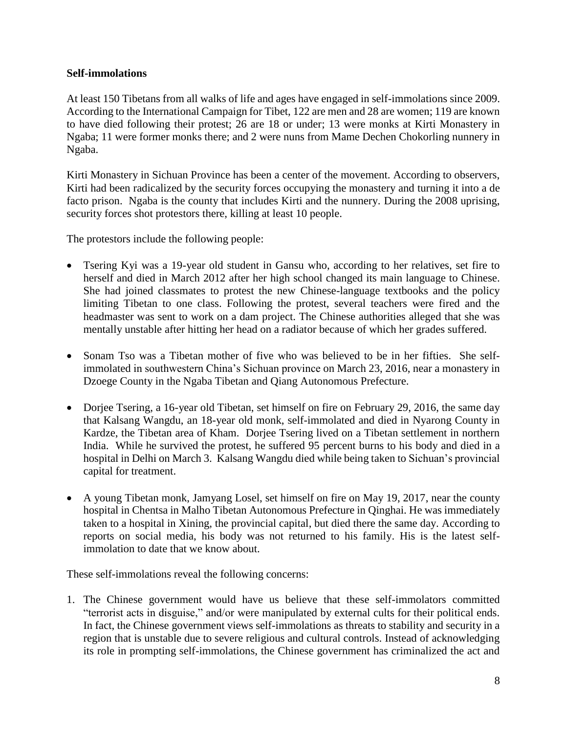**Self-immolations**

At least 150 Tibetans from all walks of life and ages have engaged in self-immolations since 2009. According to the International Campaign for Tibet, 122 are men and 28 are women; 119 are known to have died following their protest; 26 are 18 or under; 13 were monks at Kirti Monastery in Ngaba; 11 were former monks there; and 2 were nuns from Mame Dechen Chokorling nunnery in Ngaba.

Kirti Monastery in Sichuan Province has been a center of the movement. According to observers, Kirti had been radicalized by the security forces occupying the monastery and turning it into a de facto prison. Ngaba is the county that includes Kirti and the nunnery. During the 2008 uprising, security forces shot protestors there, killing at least 10 people.

The protestors include the following people:

- Tsering Kyi was a 19-year old student in Gansu who, according to her relatives, set fire to herself and died in March 2012 after her high school changed its main language to Chinese. She had joined classmates to protest the new Chinese-language textbooks and the policy limiting Tibetan to one class. Following the protest, several teachers were fired and the headmaster was sent to work on a dam project. The Chinese authorities alleged that she was mentally unstable after hitting her head on a radiator because of which her grades suffered.

- Sonam Tso was a Tibetan mother of five who was believed to be in her fifties. She self-immolated in southwestern China's Sichuan province on March 23, 2016, near a monastery in Dzoege County in the Ngaba Tibetan and Qiang Autonomous Prefecture.

- Dorjee Tsering, a 16-year old Tibetan, set himself on fire on February 29, 2016, the same day that Kalsang Wangdu, an 18-year old monk, self-immolated and died in Nyarong County in Kardze, the Tibetan area of Kham. Dorjee Tsering lived on a Tibetan settlement in northern India. While he survived the protest, he suffered 95 percent burns to his body and died in a hospital in Delhi on March 3. Kalsang Wangdu died while being taken to Sichuan's provincial capital for treatment.

- A young Tibetan monk, Jamyang Losel, set himself on fire on May 19, 2017, near the county hospital in Chentsa in Malho Tibetan Autonomous Prefecture in Qinghai. He was immediately taken to a hospital in Xining, the provincial capital, but died there the same day. According to reports on social media, his body was not returned to his family. His is the latest self-immolation to date that we know about.

These self-immolations reveal the following concerns:

1. The Chinese government would have us believe that these self-immolators committed "terrorist acts in disguise," and/or were manipulated by external cults for their political ends. In fact, the Chinese government views self-immolations as threats to stability and security in a region that is unstable due to severe religious and cultural controls. Instead of acknowledging its role in prompting self-immolations, the Chinese government has criminalized the act and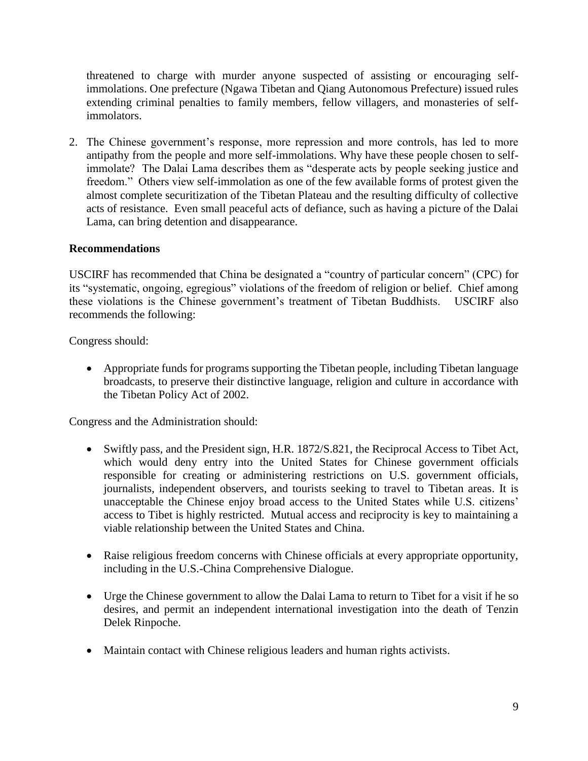threatened to charge with murder anyone suspected of assisting or encouraging self-immolations. One prefecture (Ngawa Tibetan and Qiang Autonomous Prefecture) issued rules extending criminal penalties to family members, fellow villagers, and monasteries of self-immolators.

2. The Chinese government's response, more repression and more controls, has led to more antipathy from the people and more self-immolations. Why have these people chosen to self-immolate? The Dalai Lama describes them as "desperate acts by people seeking justice and freedom." Others view self-immolation as one of the few available forms of protest given the almost complete securitization of the Tibetan Plateau and the resulting difficulty of collective acts of resistance. Even small peaceful acts of defiance, such as having a picture of the Dalai Lama, can bring detention and disappearance.

**Recommendations**

USCIRF has recommended that China be designated a "country of particular concern" (CPC) for its "systematic, ongoing, egregious" violations of the freedom of religion or belief. Chief among these violations is the Chinese government's treatment of Tibetan Buddhists. USCIRF also recommends the following:

Congress should:

- Appropriate funds for programs supporting the Tibetan people, including Tibetan language broadcasts, to preserve their distinctive language, religion and culture in accordance with the Tibetan Policy Act of 2002.

Congress and the Administration should:

- Swiftly pass, and the President sign, H.R. 1872/S.821, the Reciprocal Access to Tibet Act, which would deny entry into the United States for Chinese government officials responsible for creating or administering restrictions on U.S. government officials, journalists, independent observers, and tourists seeking to travel to Tibetan areas. It is unacceptable the Chinese enjoy broad access to the United States while U.S. citizens' access to Tibet is highly restricted. Mutual access and reciprocity is key to maintaining a viable relationship between the United States and China.

- Raise religious freedom concerns with Chinese officials at every appropriate opportunity, including in the U.S.-China Comprehensive Dialogue.

- Urge the Chinese government to allow the Dalai Lama to return to Tibet for a visit if he so desires, and permit an independent international investigation into the death of Tenzin Delek Rinpoche.

- Maintain contact with Chinese religious leaders and human rights activists.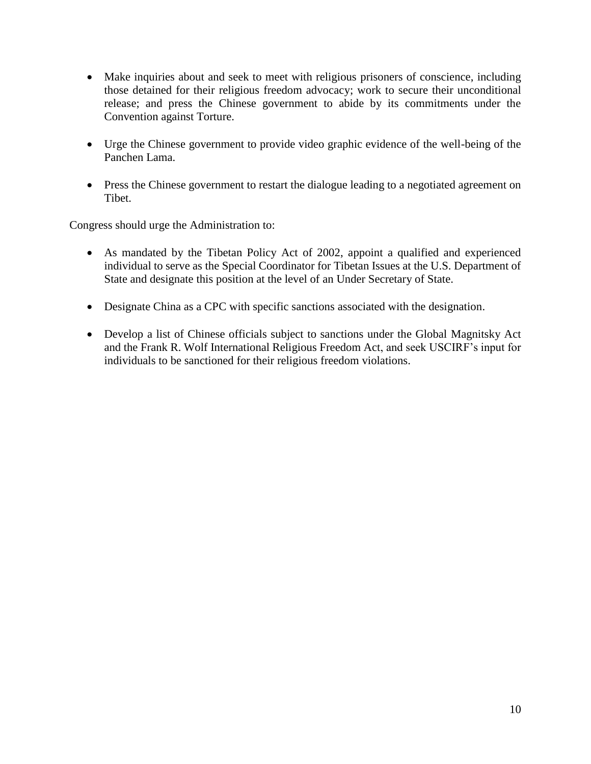- Make inquiries about and seek to meet with religious prisoners of conscience, including those detained for their religious freedom advocacy; work to secure their unconditional release; and press the Chinese government to abide by its commitments under the Convention against Torture.

- Urge the Chinese government to provide video graphic evidence of the well-being of the Panchen Lama.

- Press the Chinese government to restart the dialogue leading to a negotiated agreement on Tibet.

Congress should urge the Administration to:

- As mandated by the Tibetan Policy Act of 2002, appoint a qualified and experienced individual to serve as the Special Coordinator for Tibetan Issues at the U.S. Department of State and designate this position at the level of an Under Secretary of State.

- Designate China as a CPC with specific sanctions associated with the designation.

- Develop a list of Chinese officials subject to sanctions under the Global Magnitsky Act and the Frank R. Wolf International Religious Freedom Act, and seek USCIRF's input for individuals to be sanctioned for their religious freedom violations.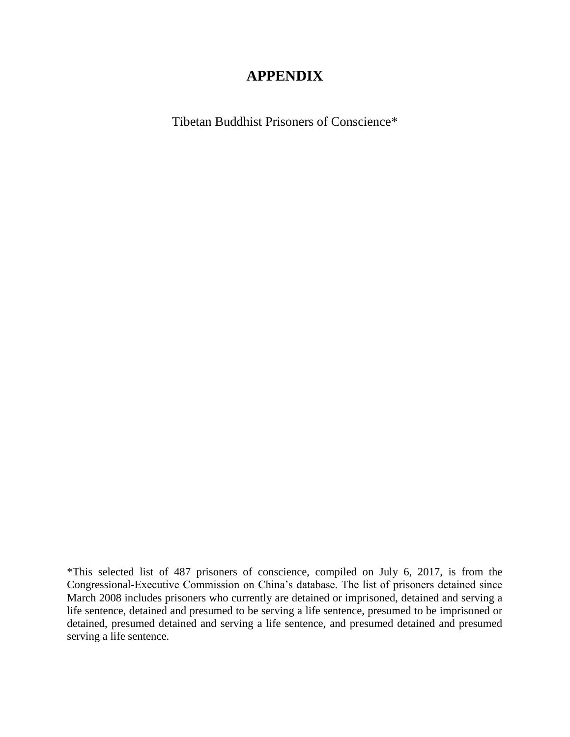# APPENDIX

Tibetan Buddhist Prisoners of Conscience*

*This selected list of 487 prisoners of conscience, compiled on July 6, 2017, is from the Congressional-Executive Commission on China's database. The list of prisoners detained since March 2008 includes prisoners who currently are detained or imprisoned, detained and serving a life sentence, detained and presumed to be serving a life sentence, presumed to be imprisoned or detained, presumed detained and serving a life sentence, and presumed detained and presumed serving a life sentence.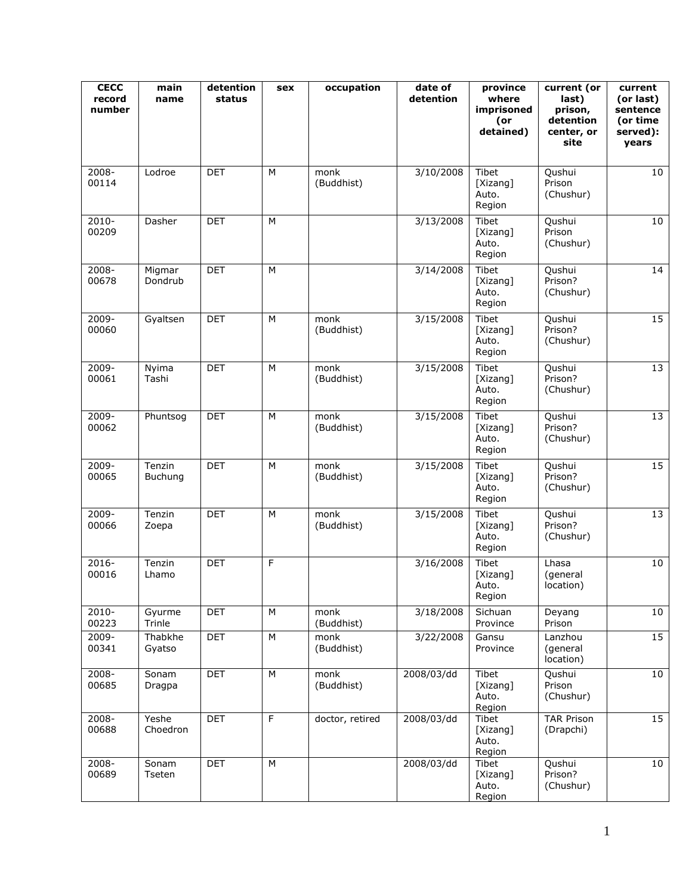| CECC record number | main name | detention status | sex | occupation | date of detention | province where imprisoned (or detained) | current (or last) prison, detention center, or site | current (or last) sentence (or time served): years |
|---|---|---|---|---|---|---|---|---|
| 2008-00114 | Lodroe | DET | M | monk (Buddhist) | 3/10/2008 | Tibet [Xizang] Auto. Region | Qushui Prison (Chushur) | 10 |
| 2010-00209 | Dasher | DET | M | | 3/13/2008 | Tibet [Xizang] Auto. Region | Qushui Prison (Chushur) | 10 |
| 2008-00678 | Migmar Dondrub | DET | M | | 3/14/2008 | Tibet [Xizang] Auto. Region | Qushui Prison? (Chushur) | 14 |
| 2009-00060 | Gyaltsen | DET | M | monk (Buddhist) | 3/15/2008 | Tibet [Xizang] Auto. Region | Qushui Prison? (Chushur) | 15 |
| 2009-00061 | Nyima Tashi | DET | M | monk (Buddhist) | 3/15/2008 | Tibet [Xizang] Auto. Region | Qushui Prison? (Chushur) | 13 |
| 2009-00062 | Phuntsog | DET | M | monk (Buddhist) | 3/15/2008 | Tibet [Xizang] Auto. Region | Qushui Prison? (Chushur) | 13 |
| 2009-00065 | Tenzin Buchung | DET | M | monk (Buddhist) | 3/15/2008 | Tibet [Xizang] Auto. Region | Qushui Prison? (Chushur) | 15 |
| 2009-00066 | Tenzin Zoepa | DET | M | monk (Buddhist) | 3/15/2008 | Tibet [Xizang] Auto. Region | Qushui Prison? (Chushur) | 13 |
| 2016-00016 | Tenzin Lhamo | DET | F | | 3/16/2008 | Tibet [Xizang] Auto. Region | Lhasa (general location) | 10 |
| 2010-00223 | Gyurme Trinle | DET | M | monk (Buddhist) | 3/18/2008 | Sichuan Province | Deyang Prison | 10 |
| 2009-00341 | Thabkhe Gyatso | DET | M | monk (Buddhist) | 3/22/2008 | Gansu Province | Lanzhou (general location) | 15 |
| 2008-00685 | Sonam Dragpa | DET | M | monk (Buddhist) | 2008/03/dd | Tibet [Xizang] Auto. Region | Qushui Prison (Chushur) | 10 |
| 2008-00688 | Yeshe Choedron | DET | F | doctor, retired | 2008/03/dd | Tibet [Xizang] Auto. Region | TAR Prison (Drapchi) | 15 |
| 2008-00689 | Sonam Tseten | DET | M | | 2008/03/dd | Tibet [Xizang] Auto. Region | Qushui Prison? (Chushur) | 10 |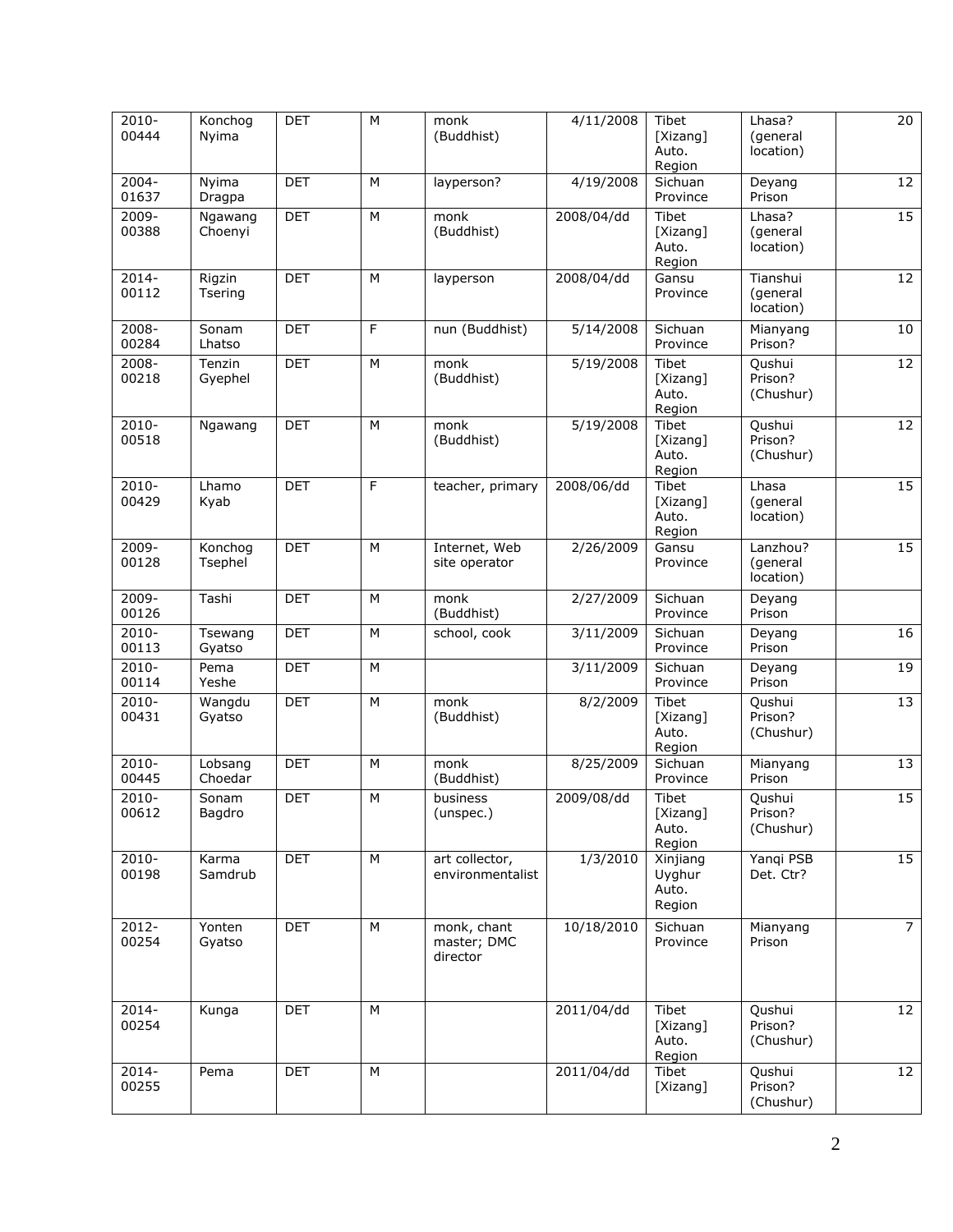| 2010-00444 | Konchog Nyima | DET | M | monk (Buddhist) | 4/11/2008 | Tibet [Xizang] Auto. Region | Lhasa? (general location) | 20 |
|---|---|---|---|---|---|---|---|---|
| 2004-01637 | Nyima Dragpa | DET | M | layperson? | 4/19/2008 | Sichuan Province | Deyang Prison | 12 |
| 2009-00388 | Ngawang Choenyi | DET | M | monk (Buddhist) | 2008/04/dd | Tibet [Xizang] Auto. Region | Lhasa? (general location) | 15 |
| 2014-00112 | Rigzin Tsering | DET | M | layperson | 2008/04/dd | Gansu Province | Tianshui (general location) | 12 |
| 2008-00284 | Sonam Lhatso | DET | F | nun (Buddhist) | 5/14/2008 | Sichuan Province | Mianyang Prison? | 10 |
| 2008-00218 | Tenzin Gyephel | DET | M | monk (Buddhist) | 5/19/2008 | Tibet [Xizang] Auto. Region | Qushui Prison? (Chushur) | 12 |
| 2010-00518 | Ngawang | DET | M | monk (Buddhist) | 5/19/2008 | Tibet [Xizang] Auto. Region | Qushui Prison? (Chushur) | 12 |
| 2010-00429 | Lhamo Kyab | DET | F | teacher, primary | 2008/06/dd | Tibet [Xizang] Auto. Region | Lhasa (general location) | 15 |
| 2009-00128 | Konchog Tsephel | DET | M | Internet, Web site operator | 2/26/2009 | Gansu Province | Lanzhou? (general location) | 15 |
| 2009-00126 | Tashi | DET | M | monk (Buddhist) | 2/27/2009 | Sichuan Province | Deyang Prison | |
| 2010-00113 | Tsewang Gyatso | DET | M | school, cook | 3/11/2009 | Sichuan Province | Deyang Prison | 16 |
| 2010-00114 | Pema Yeshe | DET | M | | 3/11/2009 | Sichuan Province | Deyang Prison | 19 |
| 2010-00431 | Wangdu Gyatso | DET | M | monk (Buddhist) | 8/2/2009 | Tibet [Xizang] Auto. Region | Qushui Prison? (Chushur) | 13 |
| 2010-00445 | Lobsang Choedar | DET | M | monk (Buddhist) | 8/25/2009 | Sichuan Province | Mianyang Prison | 13 |
| 2010-00612 | Sonam Bagdro | DET | M | business (unspec.) | 2009/08/dd | Tibet [Xizang] Auto. Region | Qushui Prison? (Chushur) | 15 |
| 2010-00198 | Karma Samdrub | DET | M | art collector, environmentalist | 1/3/2010 | Xinjiang Uyghur Auto. Region | Yanqi PSB Det. Ctr? | 15 |
| 2012-00254 | Yonten Gyatso | DET | M | monk, chant master; DMC director | 10/18/2010 | Sichuan Province | Mianyang Prison | 7 |
| 2014-00254 | Kunga | DET | M | | 2011/04/dd | Tibet [Xizang] Auto. Region | Qushui Prison? (Chushur) | 12 |
| 2014-00255 | Pema | DET | M | | 2011/04/dd | Tibet [Xizang] | Qushui Prison? (Chushur) | 12 |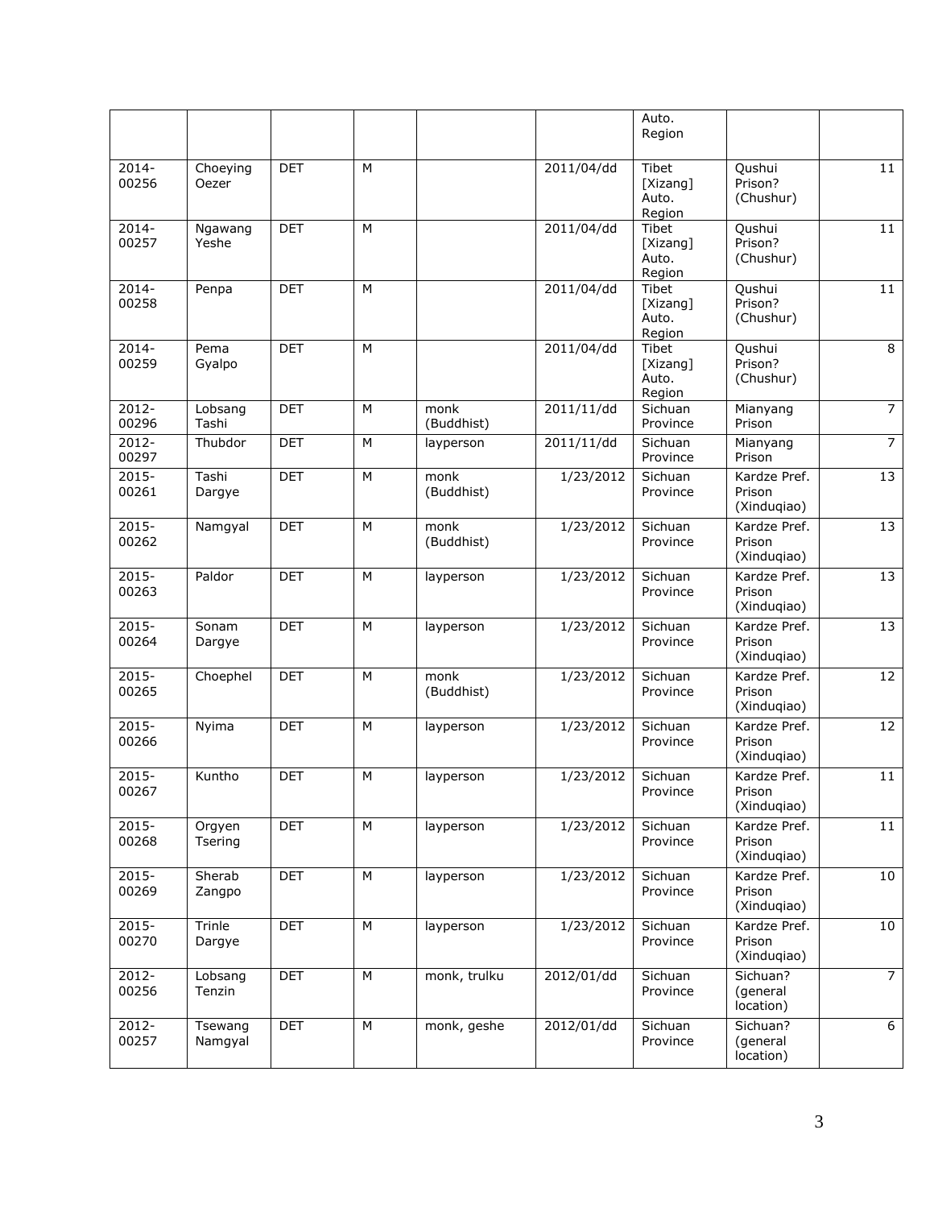| | | | | | | Auto. Region | | |
|---|---|---|---|---|---|---|---|---|
| 2014-00256 | Choeying Oezer | DET | M | | 2011/04/dd | Tibet [Xizang] Auto. Region | Qushui Prison? (Chushur) | 11 |
| 2014-00257 | Ngawang Yeshe | DET | M | | 2011/04/dd | Tibet [Xizang] Auto. Region | Qushui Prison? (Chushur) | 11 |
| 2014-00258 | Penpa | DET | M | | 2011/04/dd | Tibet [Xizang] Auto. Region | Qushui Prison? (Chushur) | 11 |
| 2014-00259 | Pema Gyalpo | DET | M | | 2011/04/dd | Tibet [Xizang] Auto. Region | Qushui Prison? (Chushur) | 8 |
| 2012-00296 | Lobsang Tashi | DET | M | monk (Buddhist) | 2011/11/dd | Sichuan Province | Mianyang Prison | 7 |
| 2012-00297 | Thubdor | DET | M | layperson | 2011/11/dd | Sichuan Province | Mianyang Prison | 7 |
| 2015-00261 | Tashi Dargye | DET | M | monk (Buddhist) | 1/23/2012 | Sichuan Province | Kardze Pref. Prison (Xinduqiao) | 13 |
| 2015-00262 | Namgyal | DET | M | monk (Buddhist) | 1/23/2012 | Sichuan Province | Kardze Pref. Prison (Xinduqiao) | 13 |
| 2015-00263 | Paldor | DET | M | layperson | 1/23/2012 | Sichuan Province | Kardze Pref. Prison (Xinduqiao) | 13 |
| 2015-00264 | Sonam Dargye | DET | M | layperson | 1/23/2012 | Sichuan Province | Kardze Pref. Prison (Xinduqiao) | 13 |
| 2015-00265 | Choephel | DET | M | monk (Buddhist) | 1/23/2012 | Sichuan Province | Kardze Pref. Prison (Xinduqiao) | 12 |
| 2015-00266 | Nyima | DET | M | layperson | 1/23/2012 | Sichuan Province | Kardze Pref. Prison (Xinduqiao) | 12 |
| 2015-00267 | Kuntho | DET | M | layperson | 1/23/2012 | Sichuan Province | Kardze Pref. Prison (Xinduqiao) | 11 |
| 2015-00268 | Orgyen Tsering | DET | M | layperson | 1/23/2012 | Sichuan Province | Kardze Pref. Prison (Xinduqiao) | 11 |
| 2015-00269 | Sherab Zangpo | DET | M | layperson | 1/23/2012 | Sichuan Province | Kardze Pref. Prison (Xinduqiao) | 10 |
| 2015-00270 | Trinle Dargye | DET | M | layperson | 1/23/2012 | Sichuan Province | Kardze Pref. Prison (Xinduqiao) | 10 |
| 2012-00256 | Lobsang Tenzin | DET | M | monk, trulku | 2012/01/dd | Sichuan Province | Sichuan? (general location) | 7 |
| 2012-00257 | Tsewang Namgyal | DET | M | monk, geshe | 2012/01/dd | Sichuan Province | Sichuan? (general location) | 6 |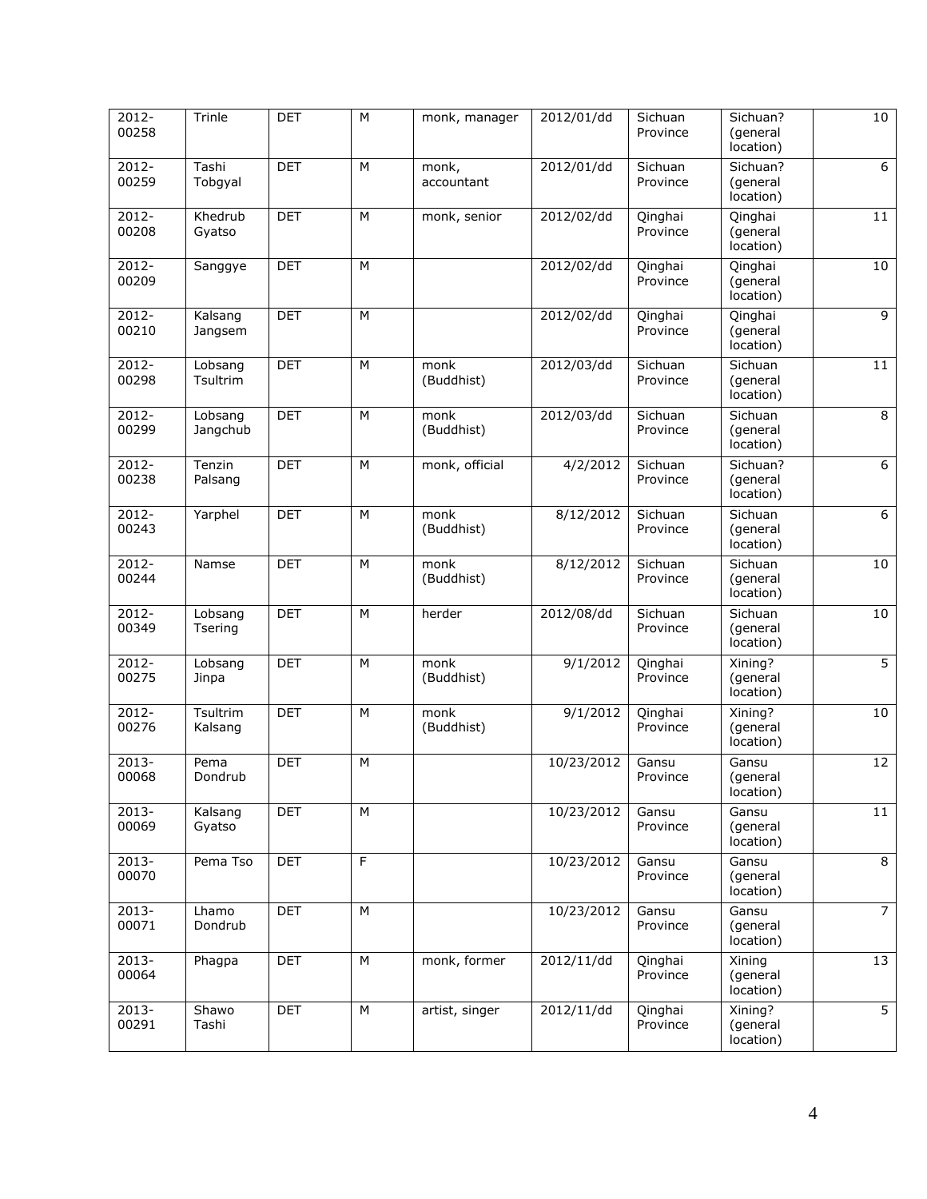| 2012-00258 | Trinle | DET | M | monk, manager | 2012/01/dd | Sichuan Province | Sichuan? (general location) | 10 |
|---|---|---|---|---|---|---|---|---|
| 2012-00259 | Tashi Tobgyal | DET | M | monk, accountant | 2012/01/dd | Sichuan Province | Sichuan? (general location) | 6 |
| 2012-00208 | Khedrub Gyatso | DET | M | monk, senior | 2012/02/dd | Qinghai Province | Qinghai (general location) | 11 |
| 2012-00209 | Sanggye | DET | M | | 2012/02/dd | Qinghai Province | Qinghai (general location) | 10 |
| 2012-00210 | Kalsang Jangsem | DET | M | | 2012/02/dd | Qinghai Province | Qinghai (general location) | 9 |
| 2012-00298 | Lobsang Tsultrim | DET | M | monk (Buddhist) | 2012/03/dd | Sichuan Province | Sichuan (general location) | 11 |
| 2012-00299 | Lobsang Jangchub | DET | M | monk (Buddhist) | 2012/03/dd | Sichuan Province | Sichuan (general location) | 8 |
| 2012-00238 | Tenzin Palsang | DET | M | monk, official | 4/2/2012 | Sichuan Province | Sichuan? (general location) | 6 |
| 2012-00243 | Yarphel | DET | M | monk (Buddhist) | 8/12/2012 | Sichuan Province | Sichuan (general location) | 6 |
| 2012-00244 | Namse | DET | M | monk (Buddhist) | 8/12/2012 | Sichuan Province | Sichuan (general location) | 10 |
| 2012-00349 | Lobsang Tsering | DET | M | herder | 2012/08/dd | Sichuan Province | Sichuan (general location) | 10 |
| 2012-00275 | Lobsang Jinpa | DET | M | monk (Buddhist) | 9/1/2012 | Qinghai Province | Xining? (general location) | 5 |
| 2012-00276 | Tsultrim Kalsang | DET | M | monk (Buddhist) | 9/1/2012 | Qinghai Province | Xining? (general location) | 10 |
| 2013-00068 | Pema Dondrub | DET | M | | 10/23/2012 | Gansu Province | Gansu (general location) | 12 |
| 2013-00069 | Kalsang Gyatso | DET | M | | 10/23/2012 | Gansu Province | Gansu (general location) | 11 |
| 2013-00070 | Pema Tso | DET | F | | 10/23/2012 | Gansu Province | Gansu (general location) | 8 |
| 2013-00071 | Lhamo Dondrub | DET | M | | 10/23/2012 | Gansu Province | Gansu (general location) | 7 |
| 2013-00064 | Phagpa | DET | M | monk, former | 2012/11/dd | Qinghai Province | Xining (general location) | 13 |
| 2013-00291 | Shawo Tashi | DET | M | artist, singer | 2012/11/dd | Qinghai Province | Xining? (general location) | 5 |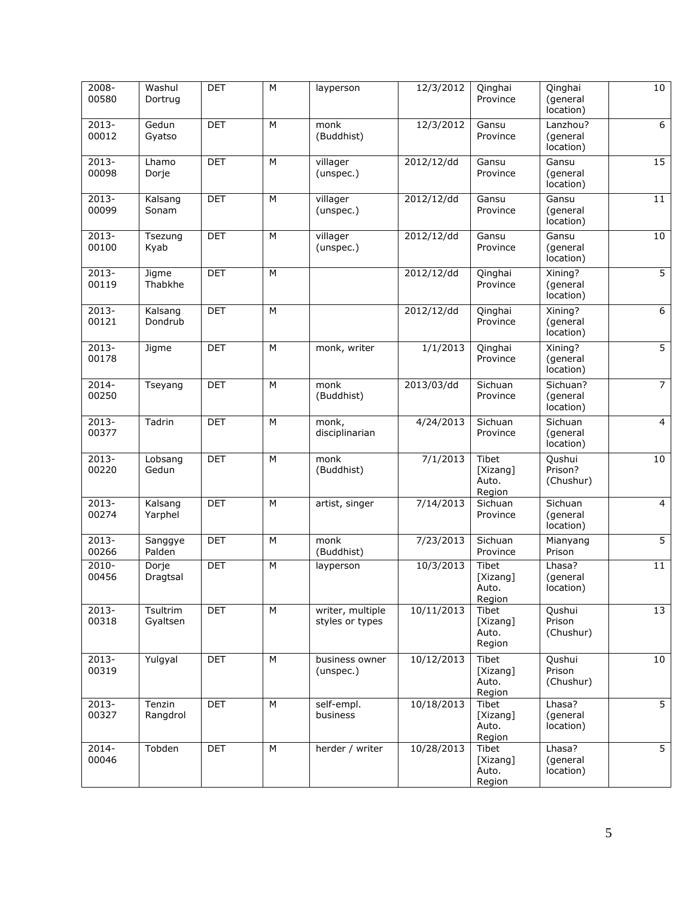| 2008-00580 | Washul Dortrug | DET | M | layperson | 12/3/2012 | Qinghai Province | Qinghai (general location) | 10 |
|---|---|---|---|---|---|---|---|---|
| 2013-00012 | Gedun Gyatso | DET | M | monk (Buddhist) | 12/3/2012 | Gansu Province | Lanzhou? (general location) | 6 |
| 2013-00098 | Lhamo Dorje | DET | M | villager (unspec.) | 2012/12/dd | Gansu Province | Gansu (general location) | 15 |
| 2013-00099 | Kalsang Sonam | DET | M | villager (unspec.) | 2012/12/dd | Gansu Province | Gansu (general location) | 11 |
| 2013-00100 | Tsezung Kyab | DET | M | villager (unspec.) | 2012/12/dd | Gansu Province | Gansu (general location) | 10 |
| 2013-00119 | Jigme Thabkhe | DET | M | | 2012/12/dd | Qinghai Province | Xining? (general location) | 5 |
| 2013-00121 | Kalsang Dondrub | DET | M | | 2012/12/dd | Qinghai Province | Xining? (general location) | 6 |
| 2013-00178 | Jigme | DET | M | monk, writer | 1/1/2013 | Qinghai Province | Xining? (general location) | 5 |
| 2014-00250 | Tseyang | DET | M | monk (Buddhist) | 2013/03/dd | Sichuan Province | Sichuan? (general location) | 7 |
| 2013-00377 | Tadrin | DET | M | monk, disciplinarian | 4/24/2013 | Sichuan Province | Sichuan (general location) | 4 |
| 2013-00220 | Lobsang Gedun | DET | M | monk (Buddhist) | 7/1/2013 | Tibet [Xizang] Auto. Region | Qushui Prison? (Chushur) | 10 |
| 2013-00274 | Kalsang Yarphel | DET | M | artist, singer | 7/14/2013 | Sichuan Province | Sichuan (general location) | 4 |
| 2013-00266 | Sanggye Palden | DET | M | monk (Buddhist) | 7/23/2013 | Sichuan Province | Mianyang Prison | 5 |
| 2010-00456 | Dorje Dragtsal | DET | M | layperson | 10/3/2013 | Tibet [Xizang] Auto. Region | Lhasa? (general location) | 11 |
| 2013-00318 | Tsultrim Gyaltsen | DET | M | writer, multiple styles or types | 10/11/2013 | Tibet [Xizang] Auto. Region | Qushui Prison (Chushur) | 13 |
| 2013-00319 | Yulgyal | DET | M | business owner (unspec.) | 10/12/2013 | Tibet [Xizang] Auto. Region | Qushui Prison (Chushur) | 10 |
| 2013-00327 | Tenzin Rangdrol | DET | M | self-empl. business | 10/18/2013 | Tibet [Xizang] Auto. Region | Lhasa? (general location) | 5 |
| 2014-00046 | Tobden | DET | M | herder / writer | 10/28/2013 | Tibet [Xizang] Auto. Region | Lhasa? (general location) | 5 |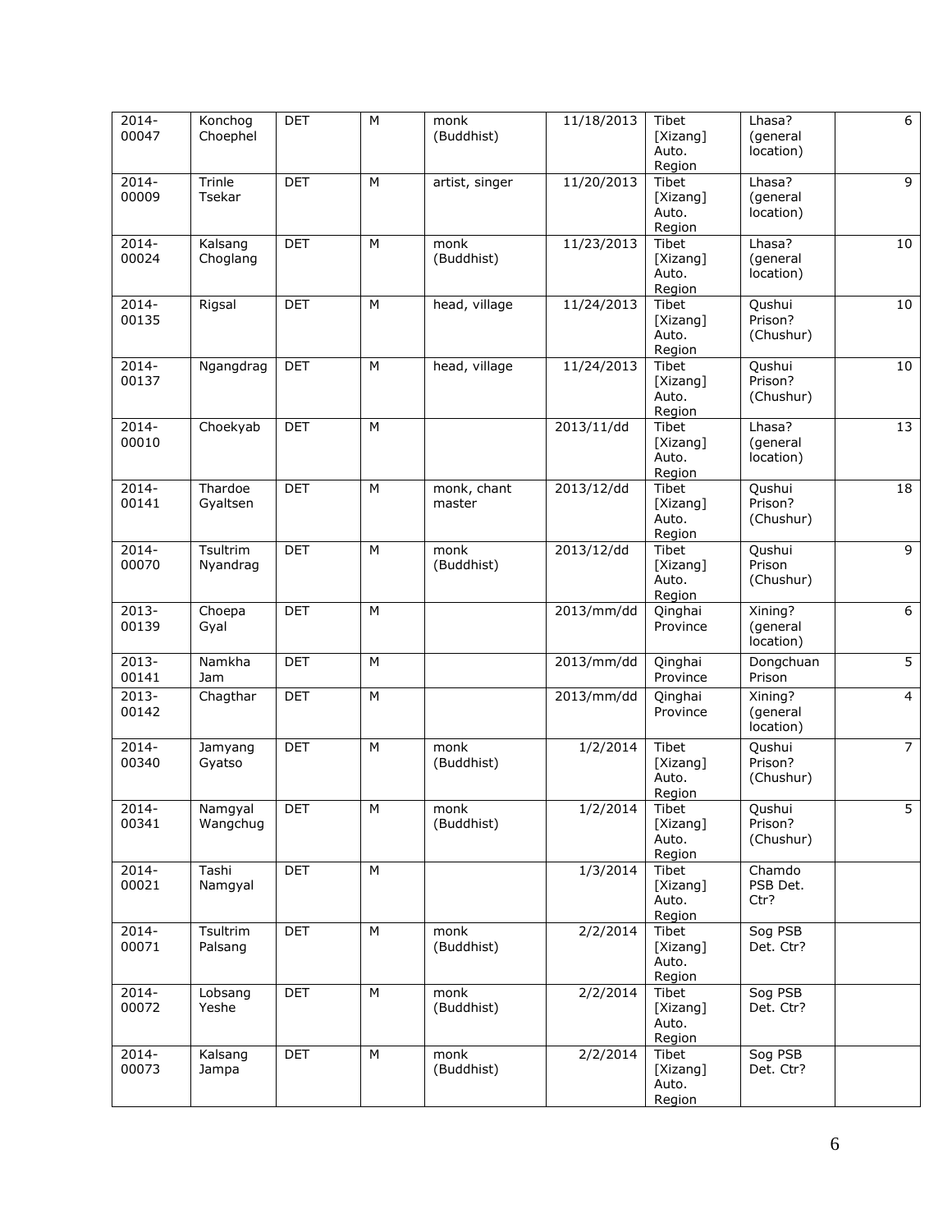| 2014-00047 | Konchog Choephel | DET | M | monk (Buddhist) | 11/18/2013 | Tibet [Xizang] Auto. Region | Lhasa? (general location) | 6 |
|---|---|---|---|---|---|---|---|---|
| 2014-00009 | Trinle Tsekar | DET | M | artist, singer | 11/20/2013 | Tibet [Xizang] Auto. Region | Lhasa? (general location) | 9 |
| 2014-00024 | Kalsang Choglang | DET | M | monk (Buddhist) | 11/23/2013 | Tibet [Xizang] Auto. Region | Lhasa? (general location) | 10 |
| 2014-00135 | Rigsal | DET | M | head, village | 11/24/2013 | Tibet [Xizang] Auto. Region | Qushui Prison? (Chushur) | 10 |
| 2014-00137 | Ngangdrag | DET | M | head, village | 11/24/2013 | Tibet [Xizang] Auto. Region | Qushui Prison? (Chushur) | 10 |
| 2014-00010 | Choekyab | DET | M | | 2013/11/dd | Tibet [Xizang] Auto. Region | Lhasa? (general location) | 13 |
| 2014-00141 | Thardoe Gyaltsen | DET | M | monk, chant master | 2013/12/dd | Tibet [Xizang] Auto. Region | Qushui Prison? (Chushur) | 18 |
| 2014-00070 | Tsultrim Nyandrag | DET | M | monk (Buddhist) | 2013/12/dd | Tibet [Xizang] Auto. Region | Qushui Prison (Chushur) | 9 |
| 2013-00139 | Choepa Gyal | DET | M | | 2013/mm/dd | Qinghai Province | Xining? (general location) | 6 |
| 2013-00141 | Namkha Jam | DET | M | | 2013/mm/dd | Qinghai Province | Dongchuan Prison | 5 |
| 2013-00142 | Chagthar | DET | M | | 2013/mm/dd | Qinghai Province | Xining? (general location) | 4 |
| 2014-00340 | Jamyang Gyatso | DET | M | monk (Buddhist) | 1/2/2014 | Tibet [Xizang] Auto. Region | Qushui Prison? (Chushur) | 7 |
| 2014-00341 | Namgyal Wangchug | DET | M | monk (Buddhist) | 1/2/2014 | Tibet [Xizang] Auto. Region | Qushui Prison? (Chushur) | 5 |
| 2014-00021 | Tashi Namgyal | DET | M | | 1/3/2014 | Tibet [Xizang] Auto. Region | Chamdo PSB Det. Ctr? | |
| 2014-00071 | Tsultrim Palsang | DET | M | monk (Buddhist) | 2/2/2014 | Tibet [Xizang] Auto. Region | Sog PSB Det. Ctr? | |
| 2014-00072 | Lobsang Yeshe | DET | M | monk (Buddhist) | 2/2/2014 | Tibet [Xizang] Auto. Region | Sog PSB Det. Ctr? | |
| 2014-00073 | Kalsang Jampa | DET | M | monk (Buddhist) | 2/2/2014 | Tibet [Xizang] Auto. Region | Sog PSB Det. Ctr? | |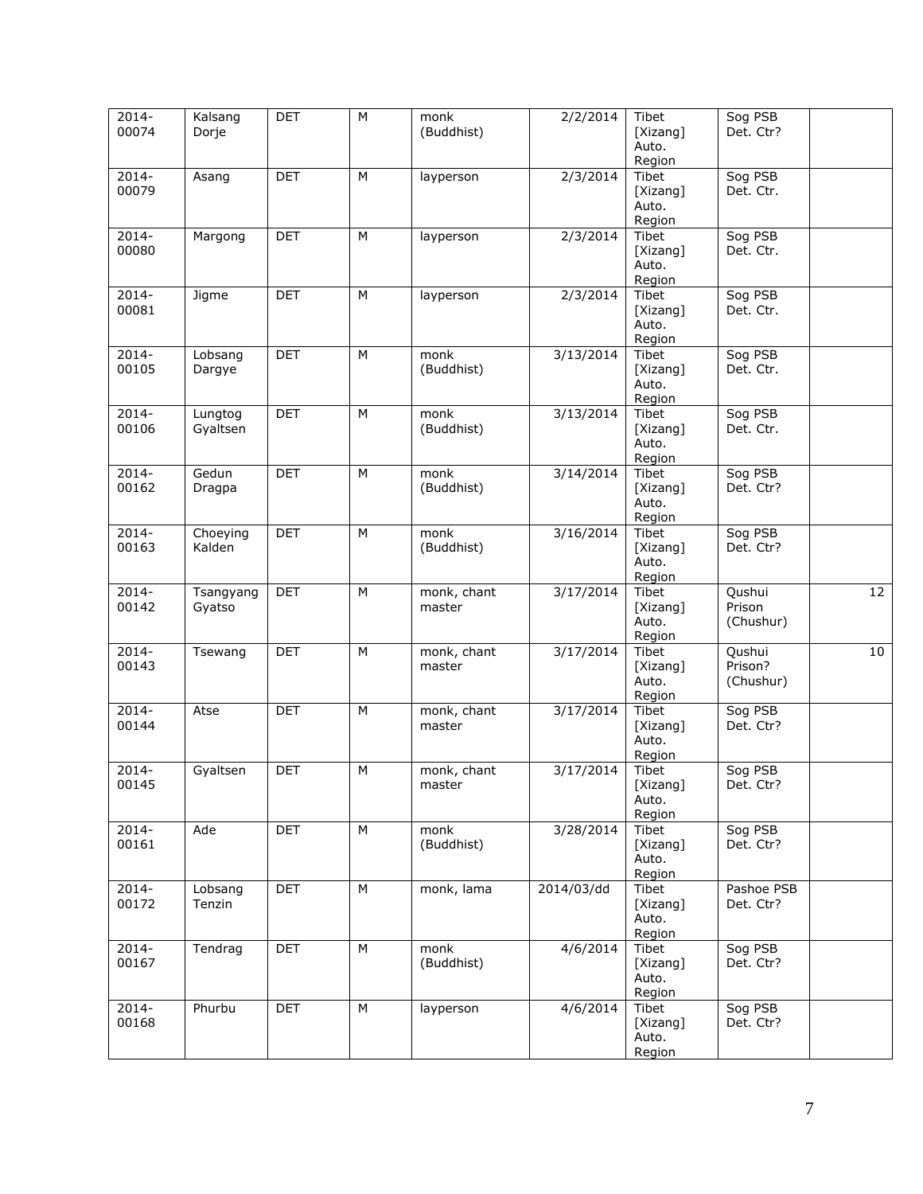| | | | | | | | | |
|---|---|---|---|---|---|---|---|---|
| 2014-00074 | Kalsang Dorje | DET | M | monk (Buddhist) | 2/2/2014 | Tibet [Xizang] Auto. Region | Sog PSB Det. Ctr? | |
| 2014-00079 | Asang | DET | M | layperson | 2/3/2014 | Tibet [Xizang] Auto. Region | Sog PSB Det. Ctr. | |
| 2014-00080 | Margong | DET | M | layperson | 2/3/2014 | Tibet [Xizang] Auto. Region | Sog PSB Det. Ctr. | |
| 2014-00081 | Jigme | DET | M | layperson | 2/3/2014 | Tibet [Xizang] Auto. Region | Sog PSB Det. Ctr. | |
| 2014-00105 | Lobsang Dargye | DET | M | monk (Buddhist) | 3/13/2014 | Tibet [Xizang] Auto. Region | Sog PSB Det. Ctr. | |
| 2014-00106 | Lungtog Gyaltsen | DET | M | monk (Buddhist) | 3/13/2014 | Tibet [Xizang] Auto. Region | Sog PSB Det. Ctr. | |
| 2014-00162 | Gedun Dragpa | DET | M | monk (Buddhist) | 3/14/2014 | Tibet [Xizang] Auto. Region | Sog PSB Det. Ctr? | |
| 2014-00163 | Choeying Kalden | DET | M | monk (Buddhist) | 3/16/2014 | Tibet [Xizang] Auto. Region | Sog PSB Det. Ctr? | |
| 2014-00142 | Tsangyang Gyatso | DET | M | monk, chant master | 3/17/2014 | Tibet [Xizang] Auto. Region | Qushui Prison (Chushur) | 12 |
| 2014-00143 | Tsewang | DET | M | monk, chant master | 3/17/2014 | Tibet [Xizang] Auto. Region | Qushui Prison? (Chushur) | 10 |
| 2014-00144 | Atse | DET | M | monk, chant master | 3/17/2014 | Tibet [Xizang] Auto. Region | Sog PSB Det. Ctr? | |
| 2014-00145 | Gyaltsen | DET | M | monk, chant master | 3/17/2014 | Tibet [Xizang] Auto. Region | Sog PSB Det. Ctr? | |
| 2014-00161 | Ade | DET | M | monk (Buddhist) | 3/28/2014 | Tibet [Xizang] Auto. Region | Sog PSB Det. Ctr? | |
| 2014-00172 | Lobsang Tenzin | DET | M | monk, lama | 2014/03/dd | Tibet [Xizang] Auto. Region | Pashoe PSB Det. Ctr? | |
| 2014-00167 | Tendrag | DET | M | monk (Buddhist) | 4/6/2014 | Tibet [Xizang] Auto. Region | Sog PSB Det. Ctr? | |
| 2014-00168 | Phurbu | DET | M | layperson | 4/6/2014 | Tibet [Xizang] Auto. Region | Sog PSB Det. Ctr? | |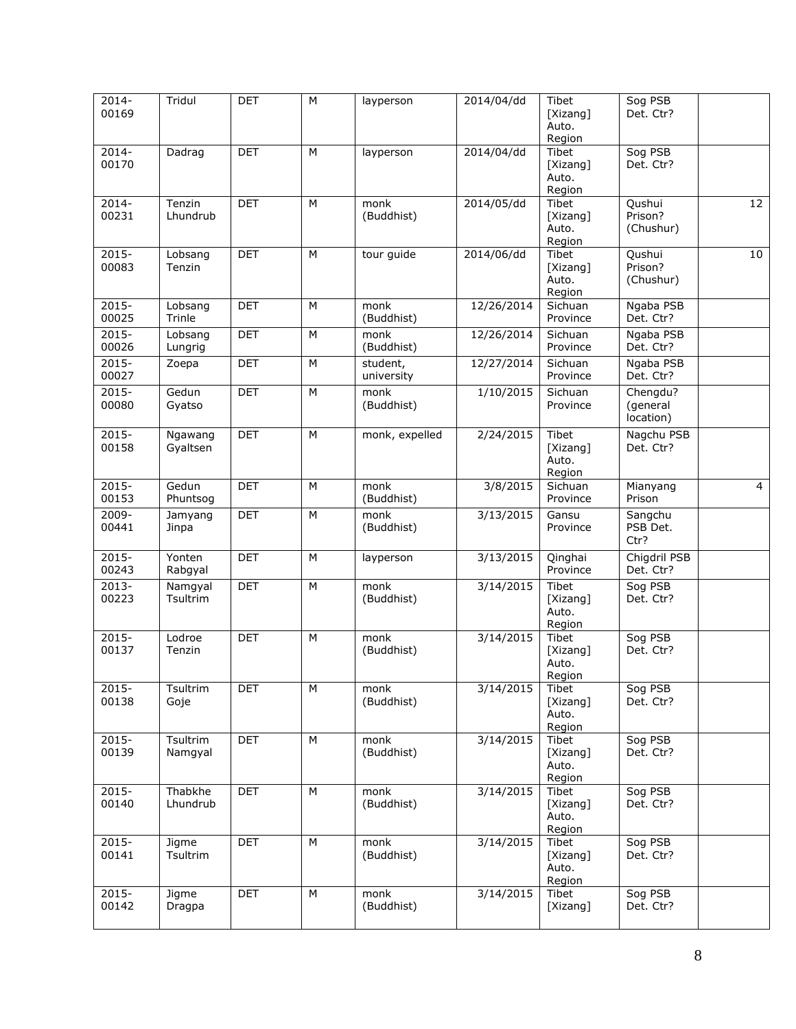| 2014-00169 | Tridul | DET | M | layperson | 2014/04/dd | Tibet [Xizang] Auto. Region | Sog PSB Det. Ctr? | |
|---|---|---|---|---|---|---|---|---|
| 2014-00170 | Dadrag | DET | M | layperson | 2014/04/dd | Tibet [Xizang] Auto. Region | Sog PSB Det. Ctr? | |
| 2014-00231 | Tenzin Lhundrub | DET | M | monk (Buddhist) | 2014/05/dd | Tibet [Xizang] Auto. Region | Qushui Prison? (Chushur) | 12 |
| 2015-00083 | Lobsang Tenzin | DET | M | tour guide | 2014/06/dd | Tibet [Xizang] Auto. Region | Qushui Prison? (Chushur) | 10 |
| 2015-00025 | Lobsang Trinle | DET | M | monk (Buddhist) | 12/26/2014 | Sichuan Province | Ngaba PSB Det. Ctr? | |
| 2015-00026 | Lobsang Lungrig | DET | M | monk (Buddhist) | 12/26/2014 | Sichuan Province | Ngaba PSB Det. Ctr? | |
| 2015-00027 | Zoepa | DET | M | student, university | 12/27/2014 | Sichuan Province | Ngaba PSB Det. Ctr? | |
| 2015-00080 | Gedun Gyatso | DET | M | monk (Buddhist) | 1/10/2015 | Sichuan Province | Chengdu? (general location) | |
| 2015-00158 | Ngawang Gyaltsen | DET | M | monk, expelled | 2/24/2015 | Tibet [Xizang] Auto. Region | Nagchu PSB Det. Ctr? | |
| 2015-00153 | Gedun Phuntsog | DET | M | monk (Buddhist) | 3/8/2015 | Sichuan Province | Mianyang Prison | 4 |
| 2009-00441 | Jamyang Jinpa | DET | M | monk (Buddhist) | 3/13/2015 | Gansu Province | Sangchu PSB Det. Ctr? | |
| 2015-00243 | Yonten Rabgyal | DET | M | layperson | 3/13/2015 | Qinghai Province | Chigdril PSB Det. Ctr? | |
| 2013-00223 | Namgyal Tsultrim | DET | M | monk (Buddhist) | 3/14/2015 | Tibet [Xizang] Auto. Region | Sog PSB Det. Ctr? | |
| 2015-00137 | Lodroe Tenzin | DET | M | monk (Buddhist) | 3/14/2015 | Tibet [Xizang] Auto. Region | Sog PSB Det. Ctr? | |
| 2015-00138 | Tsultrim Goje | DET | M | monk (Buddhist) | 3/14/2015 | Tibet [Xizang] Auto. Region | Sog PSB Det. Ctr? | |
| 2015-00139 | Tsultrim Namgyal | DET | M | monk (Buddhist) | 3/14/2015 | Tibet [Xizang] Auto. Region | Sog PSB Det. Ctr? | |
| 2015-00140 | Thabkhe Lhundrub | DET | M | monk (Buddhist) | 3/14/2015 | Tibet [Xizang] Auto. Region | Sog PSB Det. Ctr? | |
| 2015-00141 | Jigme Tsultrim | DET | M | monk (Buddhist) | 3/14/2015 | Tibet [Xizang] Auto. Region | Sog PSB Det. Ctr? | |
| 2015-00142 | Jigme Dragpa | DET | M | monk (Buddhist) | 3/14/2015 | Tibet [Xizang] | Sog PSB Det. Ctr? | |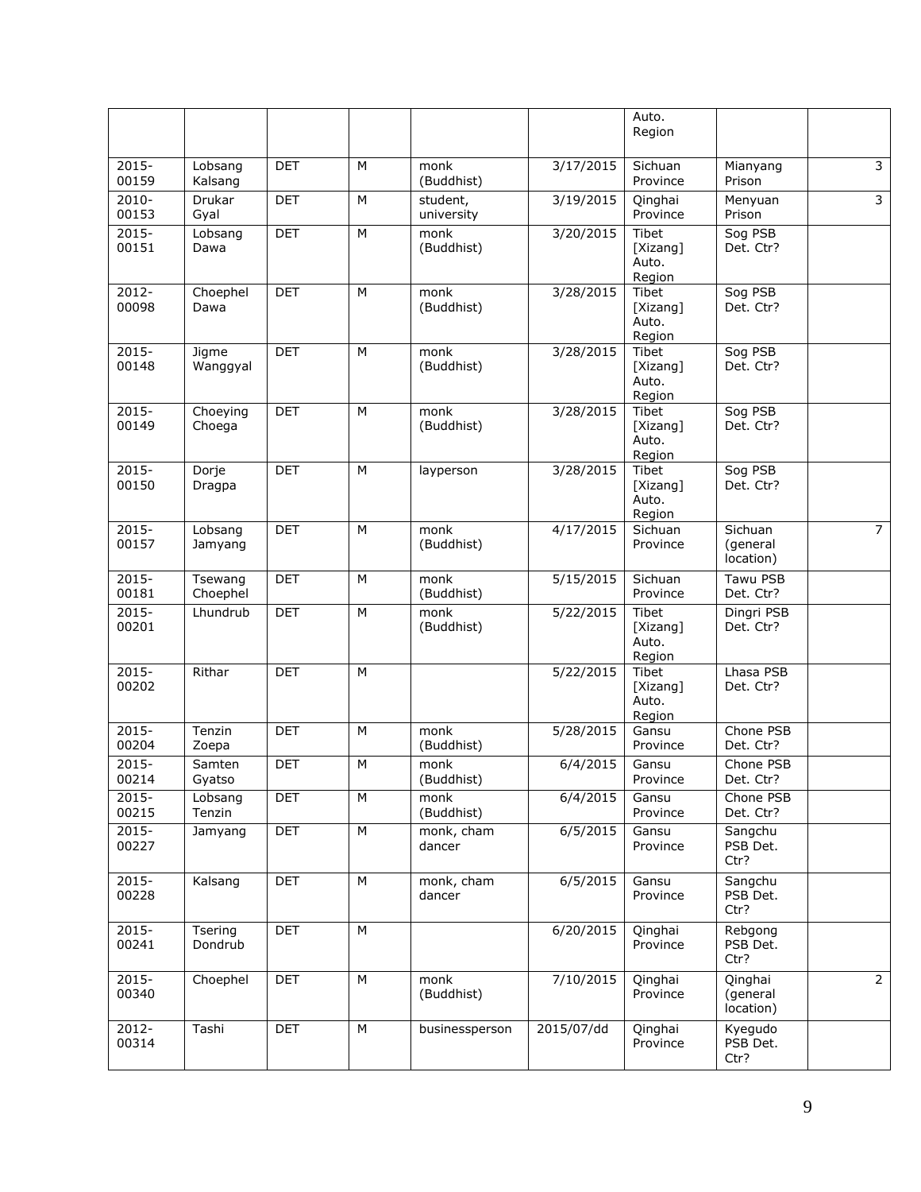| | | | | | | Auto. Region | | |
|---|---|---|---|---|---|---|---|---|
| 2015-00159 | Lobsang Kalsang | DET | M | monk (Buddhist) | 3/17/2015 | Sichuan Province | Mianyang Prison | 3 |
| 2010-00153 | Drukar Gyal | DET | M | student, university | 3/19/2015 | Qinghai Province | Menyuan Prison | 3 |
| 2015-00151 | Lobsang Dawa | DET | M | monk (Buddhist) | 3/20/2015 | Tibet [Xizang] Auto. Region | Sog PSB Det. Ctr? | |
| 2012-00098 | Choephel Dawa | DET | M | monk (Buddhist) | 3/28/2015 | Tibet [Xizang] Auto. Region | Sog PSB Det. Ctr? | |
| 2015-00148 | Jigme Wanggyal | DET | M | monk (Buddhist) | 3/28/2015 | Tibet [Xizang] Auto. Region | Sog PSB Det. Ctr? | |
| 2015-00149 | Choeying Choega | DET | M | monk (Buddhist) | 3/28/2015 | Tibet [Xizang] Auto. Region | Sog PSB Det. Ctr? | |
| 2015-00150 | Dorje Dragpa | DET | M | layperson | 3/28/2015 | Tibet [Xizang] Auto. Region | Sog PSB Det. Ctr? | |
| 2015-00157 | Lobsang Jamyang | DET | M | monk (Buddhist) | 4/17/2015 | Sichuan Province | Sichuan (general location) | 7 |
| 2015-00181 | Tsewang Choephel | DET | M | monk (Buddhist) | 5/15/2015 | Sichuan Province | Tawu PSB Det. Ctr? | |
| 2015-00201 | Lhundrub | DET | M | monk (Buddhist) | 5/22/2015 | Tibet [Xizang] Auto. Region | Dingri PSB Det. Ctr? | |
| 2015-00202 | Rithar | DET | M | | 5/22/2015 | Tibet [Xizang] Auto. Region | Lhasa PSB Det. Ctr? | |
| 2015-00204 | Tenzin Zoepa | DET | M | monk (Buddhist) | 5/28/2015 | Gansu Province | Chone PSB Det. Ctr? | |
| 2015-00214 | Samten Gyatso | DET | M | monk (Buddhist) | 6/4/2015 | Gansu Province | Chone PSB Det. Ctr? | |
| 2015-00215 | Lobsang Tenzin | DET | M | monk (Buddhist) | 6/4/2015 | Gansu Province | Chone PSB Det. Ctr? | |
| 2015-00227 | Jamyang | DET | M | monk, cham dancer | 6/5/2015 | Gansu Province | Sangchu PSB Det. Ctr? | |
| 2015-00228 | Kalsang | DET | M | monk, cham dancer | 6/5/2015 | Gansu Province | Sangchu PSB Det. Ctr? | |
| 2015-00241 | Tsering Dondrub | DET | M | | 6/20/2015 | Qinghai Province | Rebgong PSB Det. Ctr? | |
| 2015-00340 | Choephel | DET | M | monk (Buddhist) | 7/10/2015 | Qinghai Province | Qinghai (general location) | 2 |
| 2012-00314 | Tashi | DET | M | businessperson | 2015/07/dd | Qinghai Province | Kyegudo PSB Det. Ctr? | |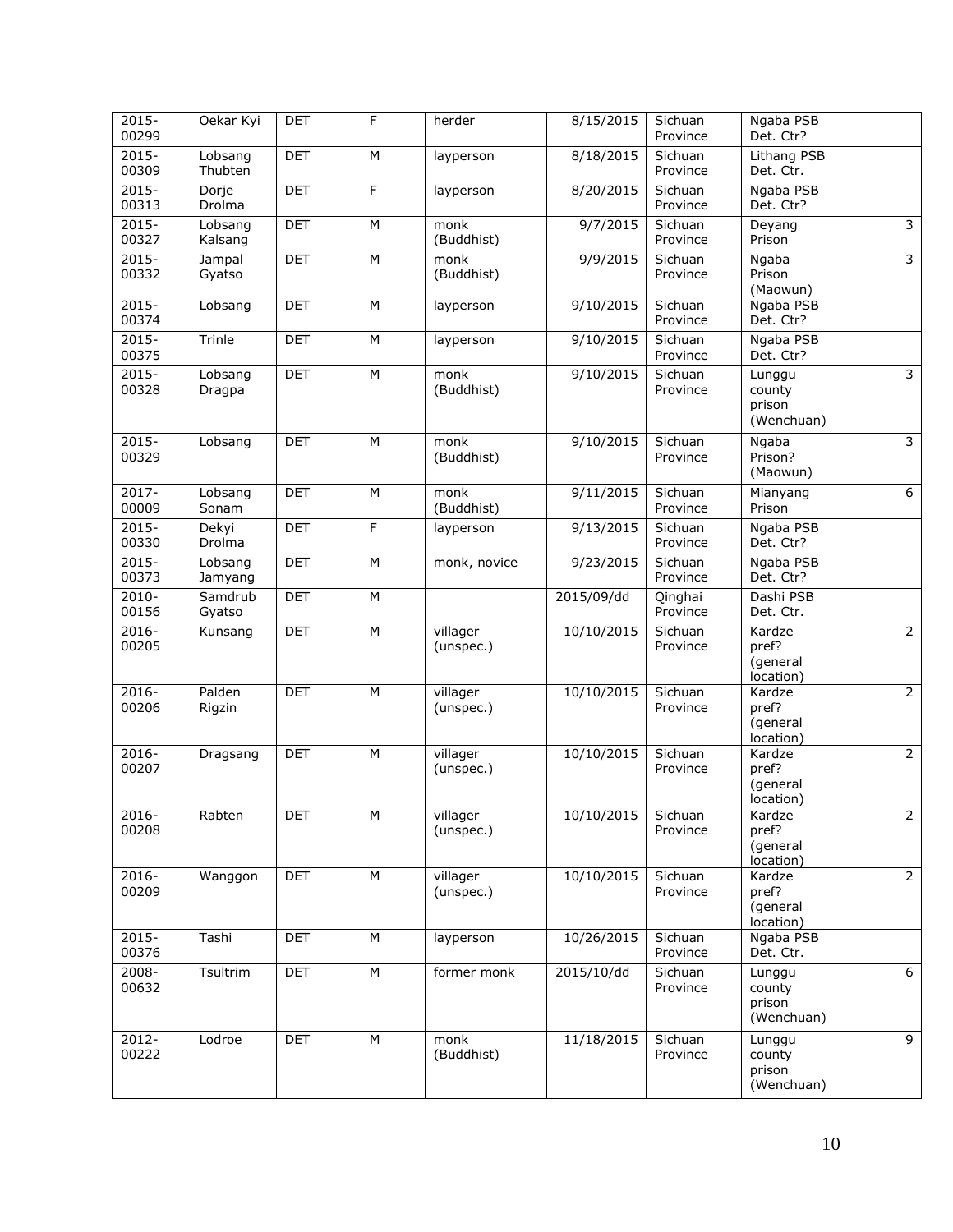| 2015-00299 | Oekar Kyi | DET | F | herder | 8/15/2015 | Sichuan Province | Ngaba PSB Det. Ctr? | |
|---|---|---|---|---|---|---|---|---|
| 2015-00309 | Lobsang Thubten | DET | M | layperson | 8/18/2015 | Sichuan Province | Lithang PSB Det. Ctr. | |
| 2015-00313 | Dorje Drolma | DET | F | layperson | 8/20/2015 | Sichuan Province | Ngaba PSB Det. Ctr? | |
| 2015-00327 | Lobsang Kalsang | DET | M | monk (Buddhist) | 9/7/2015 | Sichuan Province | Deyang Prison | 3 |
| 2015-00332 | Jampal Gyatso | DET | M | monk (Buddhist) | 9/9/2015 | Sichuan Province | Ngaba Prison (Maowun) | 3 |
| 2015-00374 | Lobsang | DET | M | layperson | 9/10/2015 | Sichuan Province | Ngaba PSB Det. Ctr? | |
| 2015-00375 | Trinle | DET | M | layperson | 9/10/2015 | Sichuan Province | Ngaba PSB Det. Ctr? | |
| 2015-00328 | Lobsang Dragpa | DET | M | monk (Buddhist) | 9/10/2015 | Sichuan Province | Lunggu county prison (Wenchuan) | 3 |
| 2015-00329 | Lobsang | DET | M | monk (Buddhist) | 9/10/2015 | Sichuan Province | Ngaba Prison? (Maowun) | 3 |
| 2017-00009 | Lobsang Sonam | DET | M | monk (Buddhist) | 9/11/2015 | Sichuan Province | Mianyang Prison | 6 |
| 2015-00330 | Dekyi Drolma | DET | F | layperson | 9/13/2015 | Sichuan Province | Ngaba PSB Det. Ctr? | |
| 2015-00373 | Lobsang Jamyang | DET | M | monk, novice | 9/23/2015 | Sichuan Province | Ngaba PSB Det. Ctr? | |
| 2010-00156 | Samdrub Gyatso | DET | M | | 2015/09/dd | Qinghai Province | Dashi PSB Det. Ctr. | |
| 2016-00205 | Kunsang | DET | M | villager (unspec.) | 10/10/2015 | Sichuan Province | Kardze pref? (general location) | 2 |
| 2016-00206 | Palden Rigzin | DET | M | villager (unspec.) | 10/10/2015 | Sichuan Province | Kardze pref? (general location) | 2 |
| 2016-00207 | Dragsang | DET | M | villager (unspec.) | 10/10/2015 | Sichuan Province | Kardze pref? (general location) | 2 |
| 2016-00208 | Rabten | DET | M | villager (unspec.) | 10/10/2015 | Sichuan Province | Kardze pref? (general location) | 2 |
| 2016-00209 | Wanggon | DET | M | villager (unspec.) | 10/10/2015 | Sichuan Province | Kardze pref? (general location) | 2 |
| 2015-00376 | Tashi | DET | M | layperson | 10/26/2015 | Sichuan Province | Ngaba PSB Det. Ctr. | |
| 2008-00632 | Tsultrim | DET | M | former monk | 2015/10/dd | Sichuan Province | Lunggu county prison (Wenchuan) | 6 |
| 2012-00222 | Lodroe | DET | M | monk (Buddhist) | 11/18/2015 | Sichuan Province | Lunggu county prison (Wenchuan) | 9 |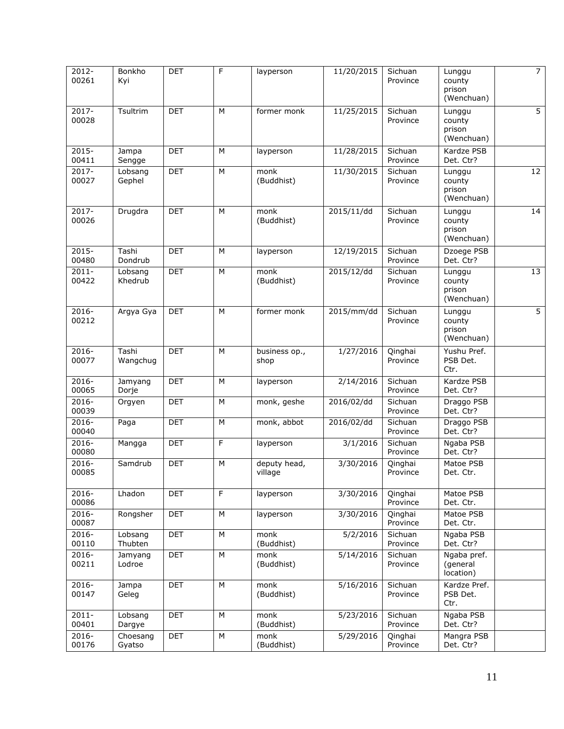| 2012-00261 | Bonkho Kyi | DET | F | layperson | 11/20/2015 | Sichuan Province | Lunggu county prison (Wenchuan) | 7 |
|---|---|---|---|---|---|---|---|---|
| 2017-00028 | Tsultrim | DET | M | former monk | 11/25/2015 | Sichuan Province | Lunggu county prison (Wenchuan) | 5 |
| 2015-00411 | Jampa Sengge | DET | M | layperson | 11/28/2015 | Sichuan Province | Kardze PSB Det. Ctr? | |
| 2017-00027 | Lobsang Gephel | DET | M | monk (Buddhist) | 11/30/2015 | Sichuan Province | Lunggu county prison (Wenchuan) | 12 |
| 2017-00026 | Drugdra | DET | M | monk (Buddhist) | 2015/11/dd | Sichuan Province | Lunggu county prison (Wenchuan) | 14 |
| 2015-00480 | Tashi Dondrub | DET | M | layperson | 12/19/2015 | Sichuan Province | Dzoege PSB Det. Ctr? | |
| 2011-00422 | Lobsang Khedrub | DET | M | monk (Buddhist) | 2015/12/dd | Sichuan Province | Lunggu county prison (Wenchuan) | 13 |
| 2016-00212 | Argya Gya | DET | M | former monk | 2015/mm/dd | Sichuan Province | Lunggu county prison (Wenchuan) | 5 |
| 2016-00077 | Tashi Wangchug | DET | M | business op., shop | 1/27/2016 | Qinghai Province | Yushu Pref. PSB Det. Ctr. | |
| 2016-00065 | Jamyang Dorje | DET | M | layperson | 2/14/2016 | Sichuan Province | Kardze PSB Det. Ctr? | |
| 2016-00039 | Orgyen | DET | M | monk, geshe | 2016/02/dd | Sichuan Province | Draggo PSB Det. Ctr? | |
| 2016-00040 | Paga | DET | M | monk, abbot | 2016/02/dd | Sichuan Province | Draggo PSB Det. Ctr? | |
| 2016-00080 | Mangga | DET | F | layperson | 3/1/2016 | Sichuan Province | Ngaba PSB Det. Ctr? | |
| 2016-00085 | Samdrub | DET | M | deputy head, village | 3/30/2016 | Qinghai Province | Matoe PSB Det. Ctr. | |
| 2016-00086 | Lhadon | DET | F | layperson | 3/30/2016 | Qinghai Province | Matoe PSB Det. Ctr. | |
| 2016-00087 | Rongsher | DET | M | layperson | 3/30/2016 | Qinghai Province | Matoe PSB Det. Ctr. | |
| 2016-00110 | Lobsang Thubten | DET | M | monk (Buddhist) | 5/2/2016 | Sichuan Province | Ngaba PSB Det. Ctr? | |
| 2016-00211 | Jamyang Lodroe | DET | M | monk (Buddhist) | 5/14/2016 | Sichuan Province | Ngaba pref. (general location) | |
| 2016-00147 | Jampa Geleg | DET | M | monk (Buddhist) | 5/16/2016 | Sichuan Province | Kardze Pref. PSB Det. Ctr. | |
| 2011-00401 | Lobsang Dargye | DET | M | monk (Buddhist) | 5/23/2016 | Sichuan Province | Ngaba PSB Det. Ctr? | |
| 2016-00176 | Choesang Gyatso | DET | M | monk (Buddhist) | 5/29/2016 | Qinghai Province | Mangra PSB Det. Ctr? | |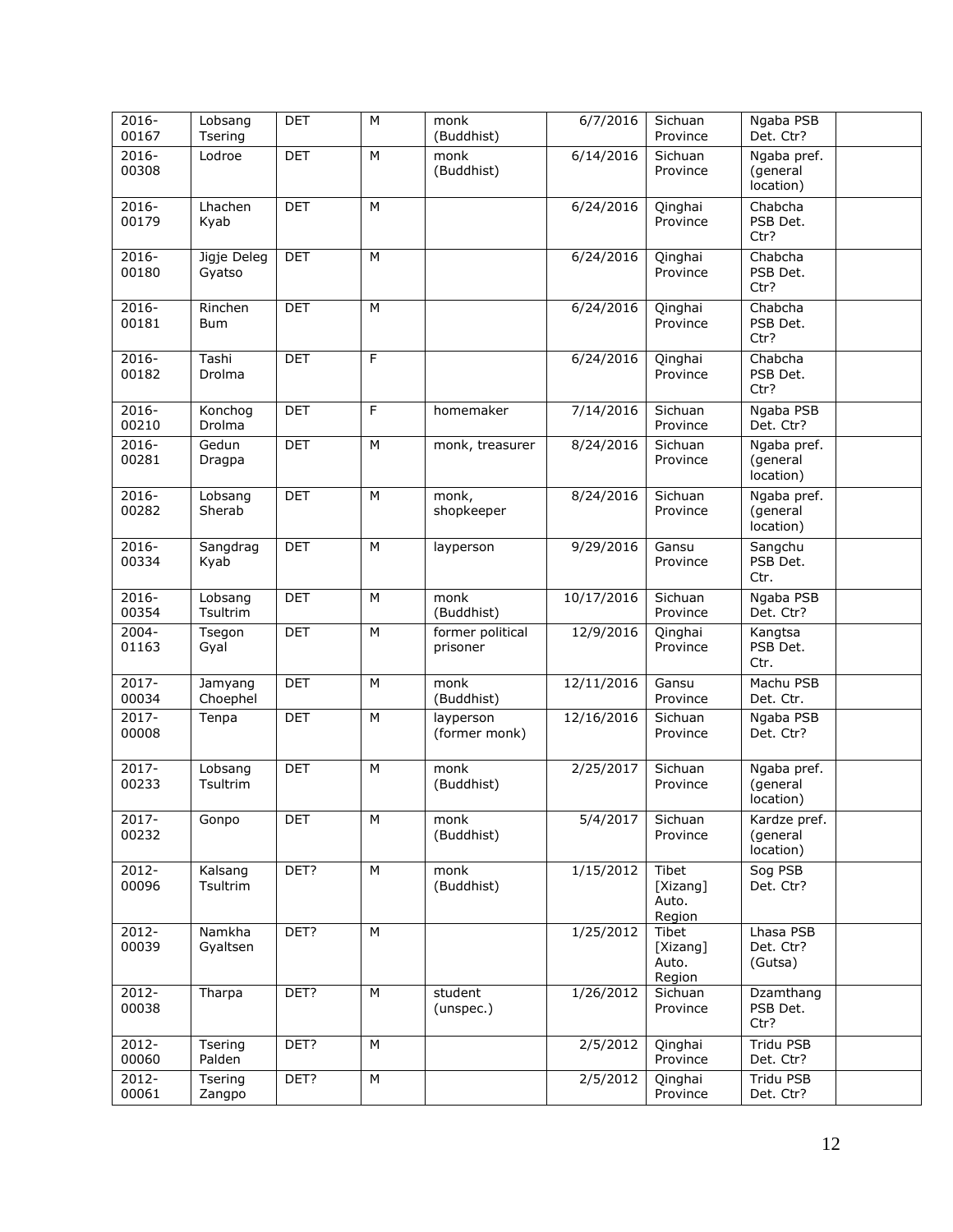| 2016-00167 | Lobsang Tsering | DET | M | monk (Buddhist) | 6/7/2016 | Sichuan Province | Ngaba PSB Det. Ctr? | |
|---|---|---|---|---|---|---|---|---|
| 2016-00308 | Lodroe | DET | M | monk (Buddhist) | 6/14/2016 | Sichuan Province | Ngaba pref. (general location) | |
| 2016-00179 | Lhachen Kyab | DET | M | | 6/24/2016 | Qinghai Province | Chabcha PSB Det. Ctr? | |
| 2016-00180 | Jigje Deleg Gyatso | DET | M | | 6/24/2016 | Qinghai Province | Chabcha PSB Det. Ctr? | |
| 2016-00181 | Rinchen Bum | DET | M | | 6/24/2016 | Qinghai Province | Chabcha PSB Det. Ctr? | |
| 2016-00182 | Tashi Drolma | DET | F | | 6/24/2016 | Qinghai Province | Chabcha PSB Det. Ctr? | |
| 2016-00210 | Konchog Drolma | DET | F | homemaker | 7/14/2016 | Sichuan Province | Ngaba PSB Det. Ctr? | |
| 2016-00281 | Gedun Dragpa | DET | M | monk, treasurer | 8/24/2016 | Sichuan Province | Ngaba pref. (general location) | |
| 2016-00282 | Lobsang Sherab | DET | M | monk, shopkeeper | 8/24/2016 | Sichuan Province | Ngaba pref. (general location) | |
| 2016-00334 | Sangdrag Kyab | DET | M | layperson | 9/29/2016 | Gansu Province | Sangchu PSB Det. Ctr. | |
| 2016-00354 | Lobsang Tsultrim | DET | M | monk (Buddhist) | 10/17/2016 | Sichuan Province | Ngaba PSB Det. Ctr? | |
| 2004-01163 | Tsegon Gyal | DET | M | former political prisoner | 12/9/2016 | Qinghai Province | Kangtsa PSB Det. Ctr. | |
| 2017-00034 | Jamyang Choephel | DET | M | monk (Buddhist) | 12/11/2016 | Gansu Province | Machu PSB Det. Ctr. | |
| 2017-00008 | Tenpa | DET | M | layperson (former monk) | 12/16/2016 | Sichuan Province | Ngaba PSB Det. Ctr? | |
| 2017-00233 | Lobsang Tsultrim | DET | M | monk (Buddhist) | 2/25/2017 | Sichuan Province | Ngaba pref. (general location) | |
| 2017-00232 | Gonpo | DET | M | monk (Buddhist) | 5/4/2017 | Sichuan Province | Kardze pref. (general location) | |
| 2012-00096 | Kalsang Tsultrim | DET? | M | monk (Buddhist) | 1/15/2012 | Tibet [Xizang] Auto. Region | Sog PSB Det. Ctr? | |
| 2012-00039 | Namkha Gyaltsen | DET? | M | | 1/25/2012 | Tibet [Xizang] Auto. Region | Lhasa PSB Det. Ctr? (Gutsa) | |
| 2012-00038 | Tharpa | DET? | M | student (unspec.) | 1/26/2012 | Sichuan Province | Dzamthang PSB Det. Ctr? | |
| 2012-00060 | Tsering Palden | DET? | M | | 2/5/2012 | Qinghai Province | Tridu PSB Det. Ctr? | |
| 2012-00061 | Tsering Zangpo | DET? | M | | 2/5/2012 | Qinghai Province | Tridu PSB Det. Ctr? | |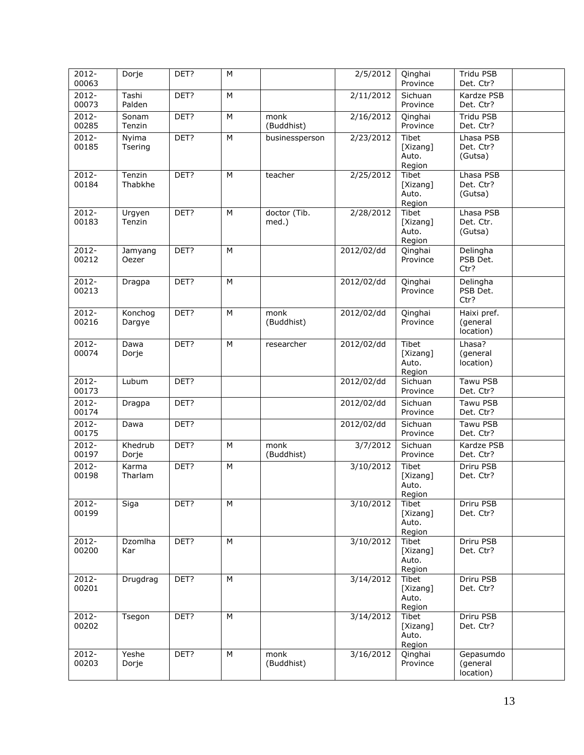| 2012-00063 | Dorje | DET? | M | | 2/5/2012 | Qinghai Province | Tridu PSB Det. Ctr? | |
|---|---|---|---|---|---|---|---|---|
| 2012-00073 | Tashi Palden | DET? | M | | 2/11/2012 | Sichuan Province | Kardze PSB Det. Ctr? | |
| 2012-00285 | Sonam Tenzin | DET? | M | monk (Buddhist) | 2/16/2012 | Qinghai Province | Tridu PSB Det. Ctr? | |
| 2012-00185 | Nyima Tsering | DET? | M | businessperson | 2/23/2012 | Tibet [Xizang] Auto. Region | Lhasa PSB Det. Ctr? (Gutsa) | |
| 2012-00184 | Tenzin Thabkhe | DET? | M | teacher | 2/25/2012 | Tibet [Xizang] Auto. Region | Lhasa PSB Det. Ctr? (Gutsa) | |
| 2012-00183 | Urgyen Tenzin | DET? | M | doctor (Tib. med.) | 2/28/2012 | Tibet [Xizang] Auto. Region | Lhasa PSB Det. Ctr. (Gutsa) | |
| 2012-00212 | Jamyang Oezer | DET? | M | | 2012/02/dd | Qinghai Province | Delingha PSB Det. Ctr? | |
| 2012-00213 | Dragpa | DET? | M | | 2012/02/dd | Qinghai Province | Delingha PSB Det. Ctr? | |
| 2012-00216 | Konchog Dargye | DET? | M | monk (Buddhist) | 2012/02/dd | Qinghai Province | Haixi pref. (general location) | |
| 2012-00074 | Dawa Dorje | DET? | M | researcher | 2012/02/dd | Tibet [Xizang] Auto. Region | Lhasa? (general location) | |
| 2012-00173 | Lubum | DET? | | | 2012/02/dd | Sichuan Province | Tawu PSB Det. Ctr? | |
| 2012-00174 | Dragpa | DET? | | | 2012/02/dd | Sichuan Province | Tawu PSB Det. Ctr? | |
| 2012-00175 | Dawa | DET? | | | 2012/02/dd | Sichuan Province | Tawu PSB Det. Ctr? | |
| 2012-00197 | Khedrub Dorje | DET? | M | monk (Buddhist) | 3/7/2012 | Sichuan Province | Kardze PSB Det. Ctr? | |
| 2012-00198 | Karma Tharlam | DET? | M | | 3/10/2012 | Tibet [Xizang] Auto. Region | Driru PSB Det. Ctr? | |
| 2012-00199 | Siga | DET? | M | | 3/10/2012 | Tibet [Xizang] Auto. Region | Driru PSB Det. Ctr? | |
| 2012-00200 | Dzomlha Kar | DET? | M | | 3/10/2012 | Tibet [Xizang] Auto. Region | Driru PSB Det. Ctr? | |
| 2012-00201 | Drugdrag | DET? | M | | 3/14/2012 | Tibet [Xizang] Auto. Region | Driru PSB Det. Ctr? | |
| 2012-00202 | Tsegon | DET? | M | | 3/14/2012 | Tibet [Xizang] Auto. Region | Driru PSB Det. Ctr? | |
| 2012-00203 | Yeshe Dorje | DET? | M | monk (Buddhist) | 3/16/2012 | Qinghai Province | Gepasumdo (general location) | |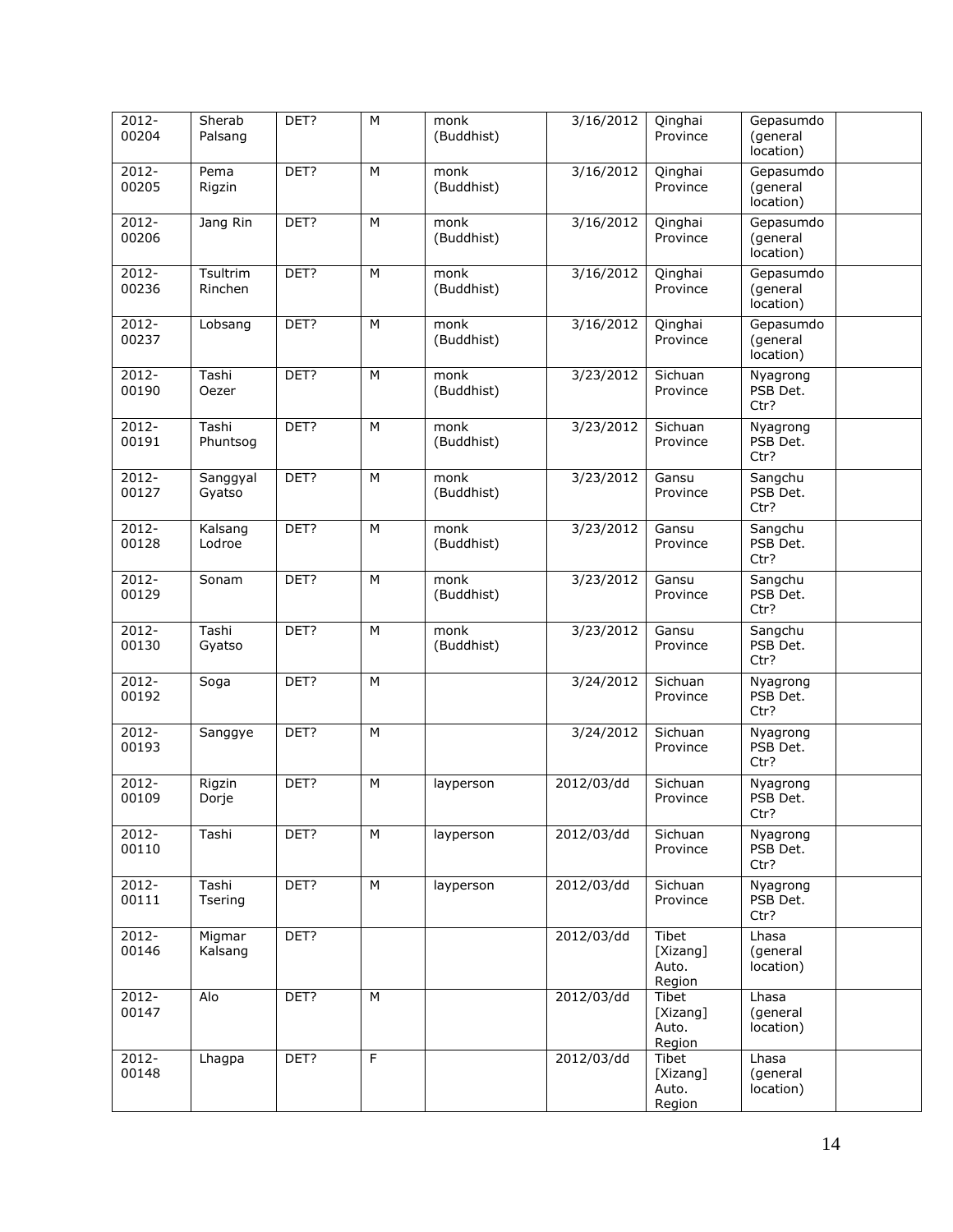| 2012-00204 | Sherab Palsang | DET? | M | monk (Buddhist) | 3/16/2012 | Qinghai Province | Gepasumdo (general location) | |
|---|---|---|---|---|---|---|---|---|
| 2012-00205 | Pema Rigzin | DET? | M | monk (Buddhist) | 3/16/2012 | Qinghai Province | Gepasumdo (general location) | |
| 2012-00206 | Jang Rin | DET? | M | monk (Buddhist) | 3/16/2012 | Qinghai Province | Gepasumdo (general location) | |
| 2012-00236 | Tsultrim Rinchen | DET? | M | monk (Buddhist) | 3/16/2012 | Qinghai Province | Gepasumdo (general location) | |
| 2012-00237 | Lobsang | DET? | M | monk (Buddhist) | 3/16/2012 | Qinghai Province | Gepasumdo (general location) | |
| 2012-00190 | Tashi Oezer | DET? | M | monk (Buddhist) | 3/23/2012 | Sichuan Province | Nyagrong PSB Det. Ctr? | |
| 2012-00191 | Tashi Phuntsog | DET? | M | monk (Buddhist) | 3/23/2012 | Sichuan Province | Nyagrong PSB Det. Ctr? | |
| 2012-00127 | Sanggyal Gyatso | DET? | M | monk (Buddhist) | 3/23/2012 | Gansu Province | Sangchu PSB Det. Ctr? | |
| 2012-00128 | Kalsang Lodroe | DET? | M | monk (Buddhist) | 3/23/2012 | Gansu Province | Sangchu PSB Det. Ctr? | |
| 2012-00129 | Sonam | DET? | M | monk (Buddhist) | 3/23/2012 | Gansu Province | Sangchu PSB Det. Ctr? | |
| 2012-00130 | Tashi Gyatso | DET? | M | monk (Buddhist) | 3/23/2012 | Gansu Province | Sangchu PSB Det. Ctr? | |
| 2012-00192 | Soga | DET? | M | | 3/24/2012 | Sichuan Province | Nyagrong PSB Det. Ctr? | |
| 2012-00193 | Sanggye | DET? | M | | 3/24/2012 | Sichuan Province | Nyagrong PSB Det. Ctr? | |
| 2012-00109 | Rigzin Dorje | DET? | M | layperson | 2012/03/dd | Sichuan Province | Nyagrong PSB Det. Ctr? | |
| 2012-00110 | Tashi | DET? | M | layperson | 2012/03/dd | Sichuan Province | Nyagrong PSB Det. Ctr? | |
| 2012-00111 | Tashi Tsering | DET? | M | layperson | 2012/03/dd | Sichuan Province | Nyagrong PSB Det. Ctr? | |
| 2012-00146 | Migmar Kalsang | DET? | | | 2012/03/dd | Tibet [Xizang] Auto. Region | Lhasa (general location) | |
| 2012-00147 | Alo | DET? | M | | 2012/03/dd | Tibet [Xizang] Auto. Region | Lhasa (general location) | |
| 2012-00148 | Lhagpa | DET? | F | | 2012/03/dd | Tibet [Xizang] Auto. Region | Lhasa (general location) | |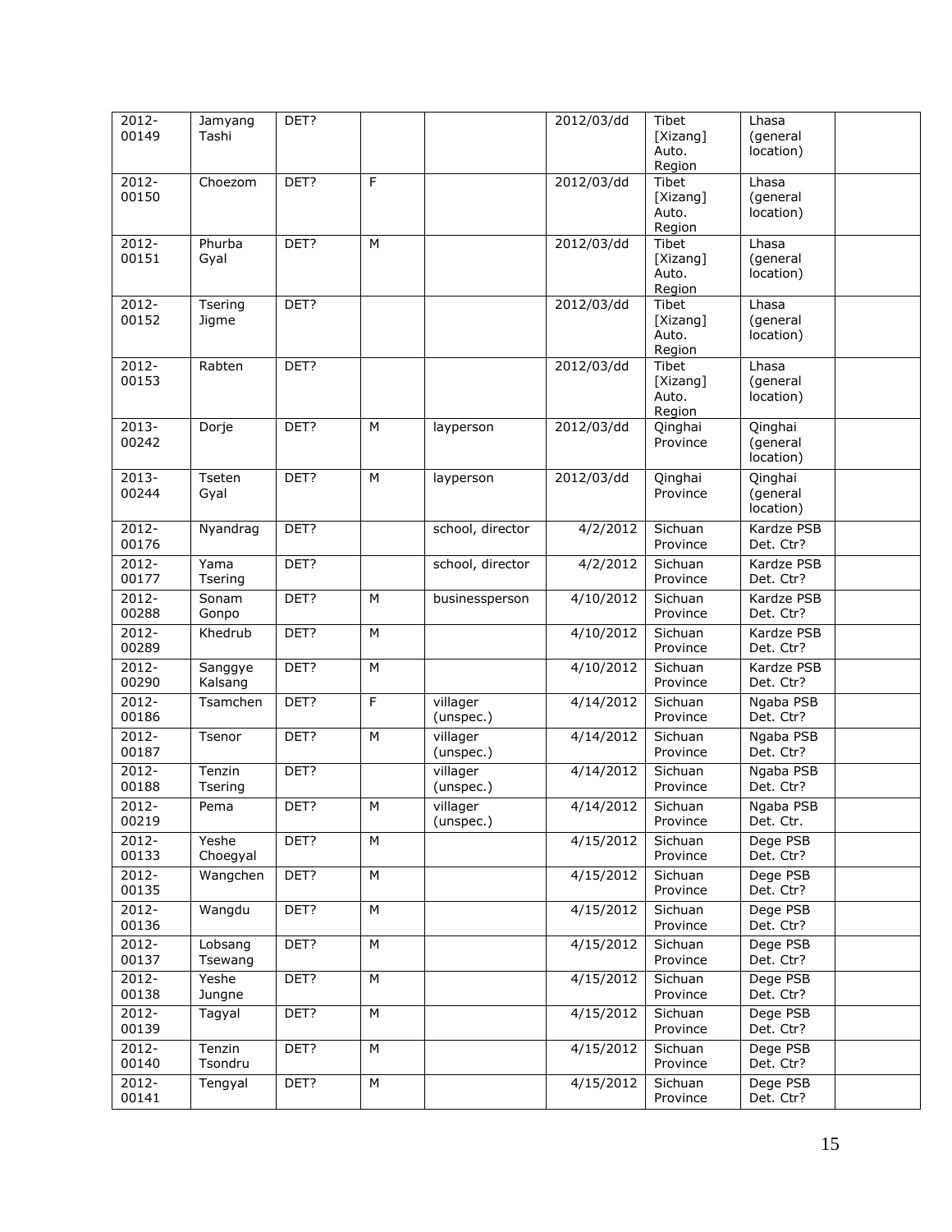| 2012-00149 | Jamyang Tashi | DET? | | | 2012/03/dd | Tibet [Xizang] Auto. Region | Lhasa (general location) | |
|---|---|---|---|---|---|---|---|---|
| 2012-00150 | Choezom | DET? | F | | 2012/03/dd | Tibet [Xizang] Auto. Region | Lhasa (general location) | |
| 2012-00151 | Phurba Gyal | DET? | M | | 2012/03/dd | Tibet [Xizang] Auto. Region | Lhasa (general location) | |
| 2012-00152 | Tsering Jigme | DET? | | | 2012/03/dd | Tibet [Xizang] Auto. Region | Lhasa (general location) | |
| 2012-00153 | Rabten | DET? | | | 2012/03/dd | Tibet [Xizang] Auto. Region | Lhasa (general location) | |
| 2013-00242 | Dorje | DET? | M | layperson | 2012/03/dd | Qinghai Province | Qinghai (general location) | |
| 2013-00244 | Tseten Gyal | DET? | M | layperson | 2012/03/dd | Qinghai Province | Qinghai (general location) | |
| 2012-00176 | Nyandrag | DET? | | school, director | 4/2/2012 | Sichuan Province | Kardze PSB Det. Ctr? | |
| 2012-00177 | Yama Tsering | DET? | | school, director | 4/2/2012 | Sichuan Province | Kardze PSB Det. Ctr? | |
| 2012-00288 | Sonam Gonpo | DET? | M | businessperson | 4/10/2012 | Sichuan Province | Kardze PSB Det. Ctr? | |
| 2012-00289 | Khedrub | DET? | M | | 4/10/2012 | Sichuan Province | Kardze PSB Det. Ctr? | |
| 2012-00290 | Sanggye Kalsang | DET? | M | | 4/10/2012 | Sichuan Province | Kardze PSB Det. Ctr? | |
| 2012-00186 | Tsamchen | DET? | F | villager (unspec.) | 4/14/2012 | Sichuan Province | Ngaba PSB Det. Ctr? | |
| 2012-00187 | Tsenor | DET? | M | villager (unspec.) | 4/14/2012 | Sichuan Province | Ngaba PSB Det. Ctr? | |
| 2012-00188 | Tenzin Tsering | DET? | | villager (unspec.) | 4/14/2012 | Sichuan Province | Ngaba PSB Det. Ctr? | |
| 2012-00219 | Pema | DET? | M | villager (unspec.) | 4/14/2012 | Sichuan Province | Ngaba PSB Det. Ctr. | |
| 2012-00133 | Yeshe Choegyal | DET? | M | | 4/15/2012 | Sichuan Province | Dege PSB Det. Ctr? | |
| 2012-00135 | Wangchen | DET? | M | | 4/15/2012 | Sichuan Province | Dege PSB Det. Ctr? | |
| 2012-00136 | Wangdu | DET? | M | | 4/15/2012 | Sichuan Province | Dege PSB Det. Ctr? | |
| 2012-00137 | Lobsang Tsewang | DET? | M | | 4/15/2012 | Sichuan Province | Dege PSB Det. Ctr? | |
| 2012-00138 | Yeshe Jungne | DET? | M | | 4/15/2012 | Sichuan Province | Dege PSB Det. Ctr? | |
| 2012-00139 | Tagyal | DET? | M | | 4/15/2012 | Sichuan Province | Dege PSB Det. Ctr? | |
| 2012-00140 | Tenzin Tsondru | DET? | M | | 4/15/2012 | Sichuan Province | Dege PSB Det. Ctr? | |
| 2012-00141 | Tengyal | DET? | M | | 4/15/2012 | Sichuan Province | Dege PSB Det. Ctr? | |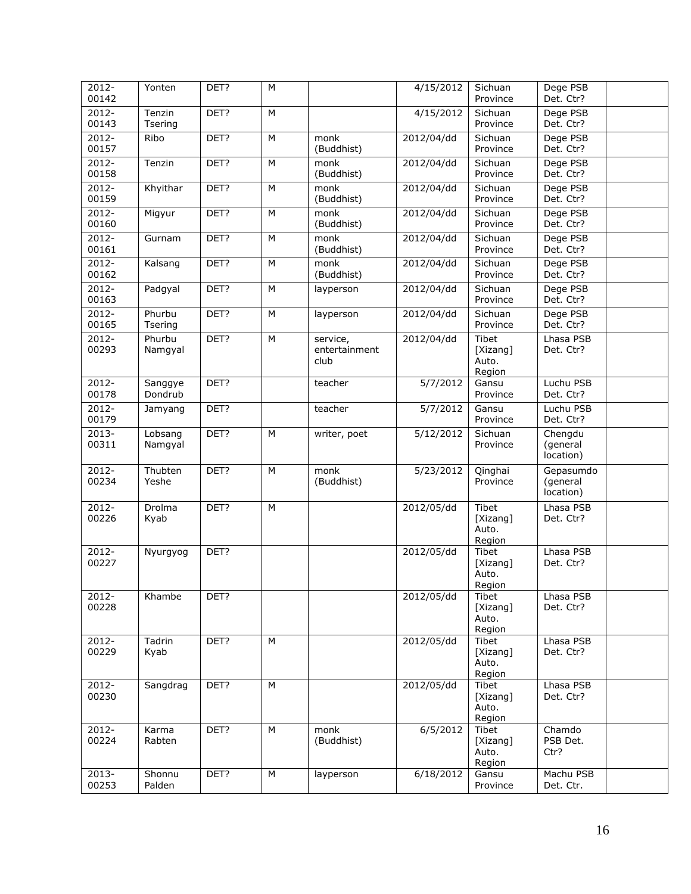| | | | | | | | | |
|---|---|---|---|---|---|---|---|---|
| 2012-00142 | Yonten | DET? | M | | 4/15/2012 | Sichuan Province | Dege PSB Det. Ctr? | |
| 2012-00143 | Tenzin Tsering | DET? | M | | 4/15/2012 | Sichuan Province | Dege PSB Det. Ctr? | |
| 2012-00157 | Ribo | DET? | M | monk (Buddhist) | 2012/04/dd | Sichuan Province | Dege PSB Det. Ctr? | |
| 2012-00158 | Tenzin | DET? | M | monk (Buddhist) | 2012/04/dd | Sichuan Province | Dege PSB Det. Ctr? | |
| 2012-00159 | Khyithar | DET? | M | monk (Buddhist) | 2012/04/dd | Sichuan Province | Dege PSB Det. Ctr? | |
| 2012-00160 | Migyur | DET? | M | monk (Buddhist) | 2012/04/dd | Sichuan Province | Dege PSB Det. Ctr? | |
| 2012-00161 | Gurnam | DET? | M | monk (Buddhist) | 2012/04/dd | Sichuan Province | Dege PSB Det. Ctr? | |
| 2012-00162 | Kalsang | DET? | M | monk (Buddhist) | 2012/04/dd | Sichuan Province | Dege PSB Det. Ctr? | |
| 2012-00163 | Padgyal | DET? | M | layperson | 2012/04/dd | Sichuan Province | Dege PSB Det. Ctr? | |
| 2012-00165 | Phurbu Tsering | DET? | M | layperson | 2012/04/dd | Sichuan Province | Dege PSB Det. Ctr? | |
| 2012-00293 | Phurbu Namgyal | DET? | M | service, entertainment club | 2012/04/dd | Tibet [Xizang] Auto. Region | Lhasa PSB Det. Ctr? | |
| 2012-00178 | Sanggye Dondrub | DET? | | teacher | 5/7/2012 | Gansu Province | Luchu PSB Det. Ctr? | |
| 2012-00179 | Jamyang | DET? | | teacher | 5/7/2012 | Gansu Province | Luchu PSB Det. Ctr? | |
| 2013-00311 | Lobsang Namgyal | DET? | M | writer, poet | 5/12/2012 | Sichuan Province | Chengdu (general location) | |
| 2012-00234 | Thubten Yeshe | DET? | M | monk (Buddhist) | 5/23/2012 | Qinghai Province | Gepasumdo (general location) | |
| 2012-00226 | Drolma Kyab | DET? | M | | 2012/05/dd | Tibet [Xizang] Auto. Region | Lhasa PSB Det. Ctr? | |
| 2012-00227 | Nyurgyog | DET? | | | 2012/05/dd | Tibet [Xizang] Auto. Region | Lhasa PSB Det. Ctr? | |
| 2012-00228 | Khambe | DET? | | | 2012/05/dd | Tibet [Xizang] Auto. Region | Lhasa PSB Det. Ctr? | |
| 2012-00229 | Tadrin Kyab | DET? | M | | 2012/05/dd | Tibet [Xizang] Auto. Region | Lhasa PSB Det. Ctr? | |
| 2012-00230 | Sangdrag | DET? | M | | 2012/05/dd | Tibet [Xizang] Auto. Region | Lhasa PSB Det. Ctr? | |
| 2012-00224 | Karma Rabten | DET? | M | monk (Buddhist) | 6/5/2012 | Tibet [Xizang] Auto. Region | Chamdo PSB Det. Ctr? | |
| 2013-00253 | Shonnu Palden | DET? | M | layperson | 6/18/2012 | Gansu Province | Machu PSB Det. Ctr. | |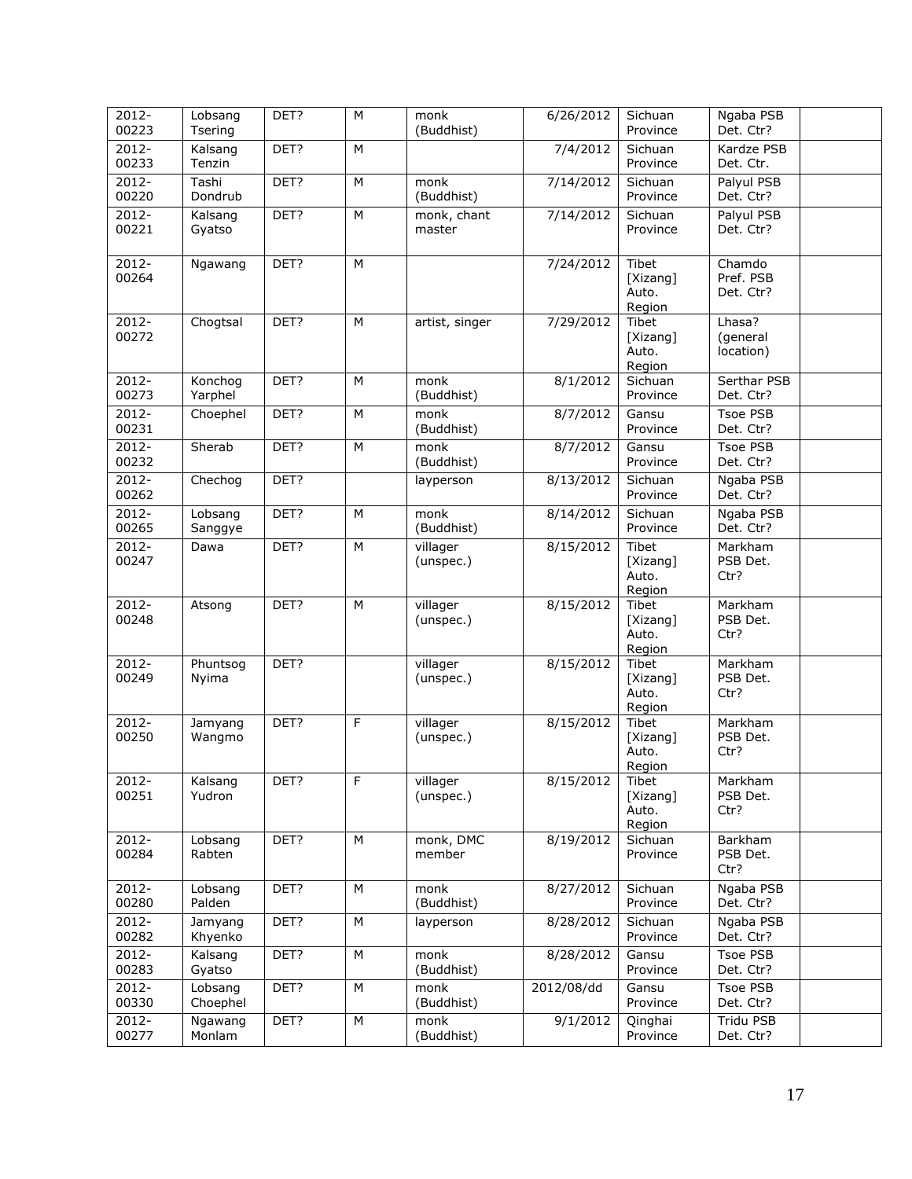| 2012-00223 | Lobsang Tsering | DET? | M | monk (Buddhist) | 6/26/2012 | Sichuan Province | Ngaba PSB Det. Ctr? | |
|---|---|---|---|---|---|---|---|---|
| 2012-00233 | Kalsang Tenzin | DET? | M | | 7/4/2012 | Sichuan Province | Kardze PSB Det. Ctr. | |
| 2012-00220 | Tashi Dondrub | DET? | M | monk (Buddhist) | 7/14/2012 | Sichuan Province | Palyul PSB Det. Ctr? | |
| 2012-00221 | Kalsang Gyatso | DET? | M | monk, chant master | 7/14/2012 | Sichuan Province | Palyul PSB Det. Ctr? | |
| 2012-00264 | Ngawang | DET? | M | | 7/24/2012 | Tibet [Xizang] Auto. Region | Chamdo Pref. PSB Det. Ctr? | |
| 2012-00272 | Chogtsal | DET? | M | artist, singer | 7/29/2012 | Tibet [Xizang] Auto. Region | Lhasa? (general location) | |
| 2012-00273 | Konchog Yarphel | DET? | M | monk (Buddhist) | 8/1/2012 | Sichuan Province | Serthar PSB Det. Ctr? | |
| 2012-00231 | Choephel | DET? | M | monk (Buddhist) | 8/7/2012 | Gansu Province | Tsoe PSB Det. Ctr? | |
| 2012-00232 | Sherab | DET? | M | monk (Buddhist) | 8/7/2012 | Gansu Province | Tsoe PSB Det. Ctr? | |
| 2012-00262 | Chechog | DET? | | layperson | 8/13/2012 | Sichuan Province | Ngaba PSB Det. Ctr? | |
| 2012-00265 | Lobsang Sanggye | DET? | M | monk (Buddhist) | 8/14/2012 | Sichuan Province | Ngaba PSB Det. Ctr? | |
| 2012-00247 | Dawa | DET? | M | villager (unspec.) | 8/15/2012 | Tibet [Xizang] Auto. Region | Markham PSB Det. Ctr? | |
| 2012-00248 | Atsong | DET? | M | villager (unspec.) | 8/15/2012 | Tibet [Xizang] Auto. Region | Markham PSB Det. Ctr? | |
| 2012-00249 | Phuntsog Nyima | DET? | | villager (unspec.) | 8/15/2012 | Tibet [Xizang] Auto. Region | Markham PSB Det. Ctr? | |
| 2012-00250 | Jamyang Wangmo | DET? | F | villager (unspec.) | 8/15/2012 | Tibet [Xizang] Auto. Region | Markham PSB Det. Ctr? | |
| 2012-00251 | Kalsang Yudron | DET? | F | villager (unspec.) | 8/15/2012 | Tibet [Xizang] Auto. Region | Markham PSB Det. Ctr? | |
| 2012-00284 | Lobsang Rabten | DET? | M | monk, DMC member | 8/19/2012 | Sichuan Province | Barkham PSB Det. Ctr? | |
| 2012-00280 | Lobsang Palden | DET? | M | monk (Buddhist) | 8/27/2012 | Sichuan Province | Ngaba PSB Det. Ctr? | |
| 2012-00282 | Jamyang Khyenko | DET? | M | layperson | 8/28/2012 | Sichuan Province | Ngaba PSB Det. Ctr? | |
| 2012-00283 | Kalsang Gyatso | DET? | M | monk (Buddhist) | 8/28/2012 | Gansu Province | Tsoe PSB Det. Ctr? | |
| 2012-00330 | Lobsang Choephel | DET? | M | monk (Buddhist) | 2012/08/dd | Gansu Province | Tsoe PSB Det. Ctr? | |
| 2012-00277 | Ngawang Monlam | DET? | M | monk (Buddhist) | 9/1/2012 | Qinghai Province | Tridu PSB Det. Ctr? | |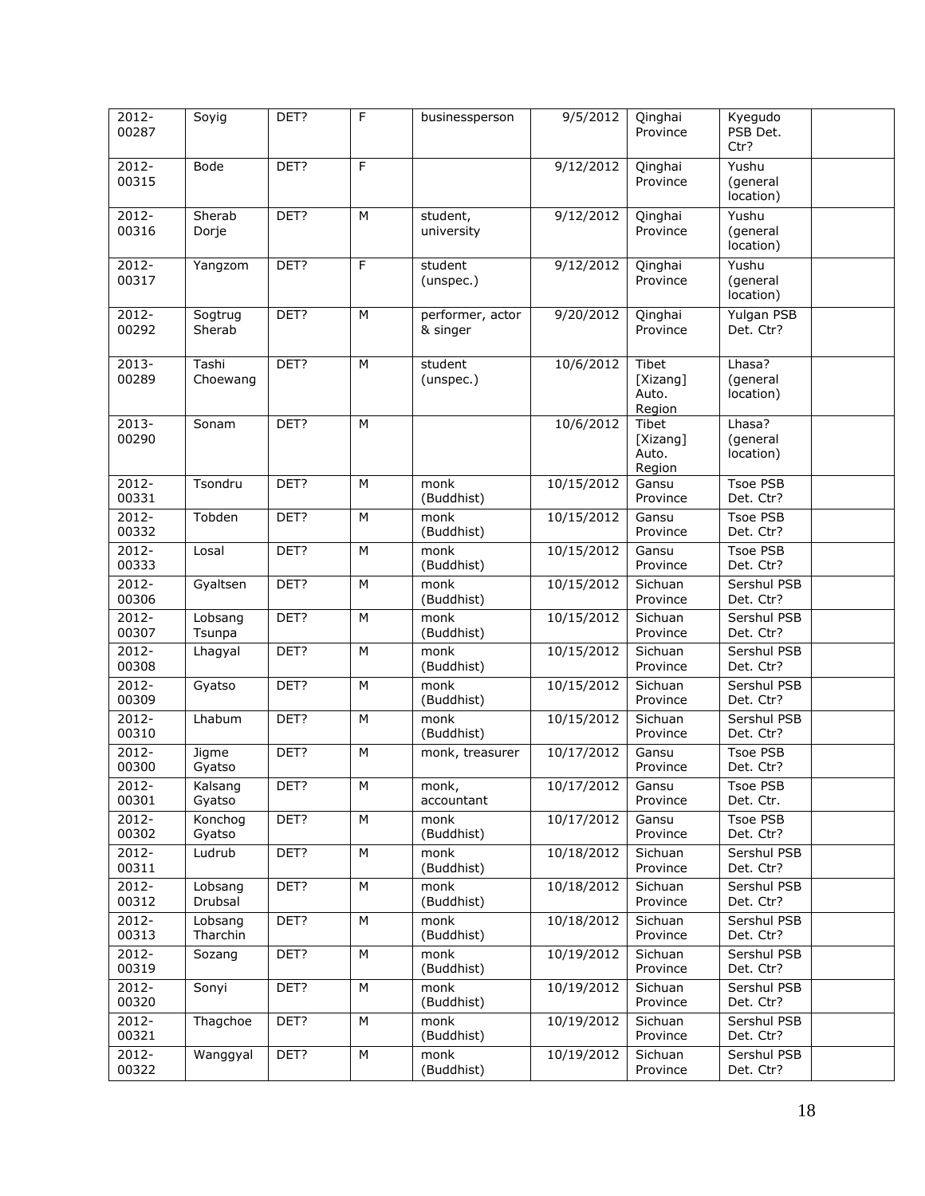| | | | | | | | | |
|---|---|---|---|---|---|---|---|---|
| 2012-00287 | Soyig | DET? | F | businessperson | 9/5/2012 | Qinghai Province | Kyegudo PSB Det. Ctr? | |
| 2012-00315 | Bode | DET? | F | | 9/12/2012 | Qinghai Province | Yushu (general location) | |
| 2012-00316 | Sherab Dorje | DET? | M | student, university | 9/12/2012 | Qinghai Province | Yushu (general location) | |
| 2012-00317 | Yangzom | DET? | F | student (unspec.) | 9/12/2012 | Qinghai Province | Yushu (general location) | |
| 2012-00292 | Sogtrug Sherab | DET? | M | performer, actor & singer | 9/20/2012 | Qinghai Province | Yulgan PSB Det. Ctr? | |
| 2013-00289 | Tashi Choewang | DET? | M | student (unspec.) | 10/6/2012 | Tibet [Xizang] Auto. Region | Lhasa? (general location) | |
| 2013-00290 | Sonam | DET? | M | | 10/6/2012 | Tibet [Xizang] Auto. Region | Lhasa? (general location) | |
| 2012-00331 | Tsondru | DET? | M | monk (Buddhist) | 10/15/2012 | Gansu Province | Tsoe PSB Det. Ctr? | |
| 2012-00332 | Tobden | DET? | M | monk (Buddhist) | 10/15/2012 | Gansu Province | Tsoe PSB Det. Ctr? | |
| 2012-00333 | Losal | DET? | M | monk (Buddhist) | 10/15/2012 | Gansu Province | Tsoe PSB Det. Ctr? | |
| 2012-00306 | Gyaltsen | DET? | M | monk (Buddhist) | 10/15/2012 | Sichuan Province | Sershul PSB Det. Ctr? | |
| 2012-00307 | Lobsang Tsunpa | DET? | M | monk (Buddhist) | 10/15/2012 | Sichuan Province | Sershul PSB Det. Ctr? | |
| 2012-00308 | Lhagyal | DET? | M | monk (Buddhist) | 10/15/2012 | Sichuan Province | Sershul PSB Det. Ctr? | |
| 2012-00309 | Gyatso | DET? | M | monk (Buddhist) | 10/15/2012 | Sichuan Province | Sershul PSB Det. Ctr? | |
| 2012-00310 | Lhabum | DET? | M | monk (Buddhist) | 10/15/2012 | Sichuan Province | Sershul PSB Det. Ctr? | |
| 2012-00300 | Jigme Gyatso | DET? | M | monk, treasurer | 10/17/2012 | Gansu Province | Tsoe PSB Det. Ctr? | |
| 2012-00301 | Kalsang Gyatso | DET? | M | monk, accountant | 10/17/2012 | Gansu Province | Tsoe PSB Det. Ctr. | |
| 2012-00302 | Konchog Gyatso | DET? | M | monk (Buddhist) | 10/17/2012 | Gansu Province | Tsoe PSB Det. Ctr? | |
| 2012-00311 | Ludrub | DET? | M | monk (Buddhist) | 10/18/2012 | Sichuan Province | Sershul PSB Det. Ctr? | |
| 2012-00312 | Lobsang Drubsal | DET? | M | monk (Buddhist) | 10/18/2012 | Sichuan Province | Sershul PSB Det. Ctr? | |
| 2012-00313 | Lobsang Tharchin | DET? | M | monk (Buddhist) | 10/18/2012 | Sichuan Province | Sershul PSB Det. Ctr? | |
| 2012-00319 | Sozang | DET? | M | monk (Buddhist) | 10/19/2012 | Sichuan Province | Sershul PSB Det. Ctr? | |
| 2012-00320 | Sonyi | DET? | M | monk (Buddhist) | 10/19/2012 | Sichuan Province | Sershul PSB Det. Ctr? | |
| 2012-00321 | Thagchoe | DET? | M | monk (Buddhist) | 10/19/2012 | Sichuan Province | Sershul PSB Det. Ctr? | |
| 2012-00322 | Wanggyal | DET? | M | monk (Buddhist) | 10/19/2012 | Sichuan Province | Sershul PSB Det. Ctr? | |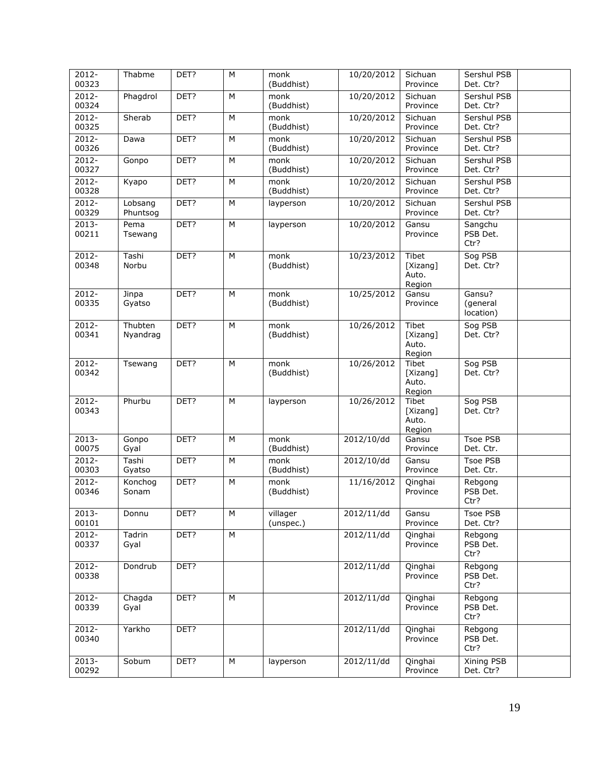| 2012-00323 | Thabme | DET? | M | monk (Buddhist) | 10/20/2012 | Sichuan Province | Sershul PSB Det. Ctr? | |
|---|---|---|---|---|---|---|---|---|
| 2012-00324 | Phagdrol | DET? | M | monk (Buddhist) | 10/20/2012 | Sichuan Province | Sershul PSB Det. Ctr? | |
| 2012-00325 | Sherab | DET? | M | monk (Buddhist) | 10/20/2012 | Sichuan Province | Sershul PSB Det. Ctr? | |
| 2012-00326 | Dawa | DET? | M | monk (Buddhist) | 10/20/2012 | Sichuan Province | Sershul PSB Det. Ctr? | |
| 2012-00327 | Gonpo | DET? | M | monk (Buddhist) | 10/20/2012 | Sichuan Province | Sershul PSB Det. Ctr? | |
| 2012-00328 | Kyapo | DET? | M | monk (Buddhist) | 10/20/2012 | Sichuan Province | Sershul PSB Det. Ctr? | |
| 2012-00329 | Lobsang Phuntsog | DET? | M | layperson | 10/20/2012 | Sichuan Province | Sershul PSB Det. Ctr? | |
| 2013-00211 | Pema Tsewang | DET? | M | layperson | 10/20/2012 | Gansu Province | Sangchu PSB Det. Ctr? | |
| 2012-00348 | Tashi Norbu | DET? | M | monk (Buddhist) | 10/23/2012 | Tibet [Xizang] Auto. Region | Sog PSB Det. Ctr? | |
| 2012-00335 | Jinpa Gyatso | DET? | M | monk (Buddhist) | 10/25/2012 | Gansu Province | Gansu? (general location) | |
| 2012-00341 | Thubten Nyandrag | DET? | M | monk (Buddhist) | 10/26/2012 | Tibet [Xizang] Auto. Region | Sog PSB Det. Ctr? | |
| 2012-00342 | Tsewang | DET? | M | monk (Buddhist) | 10/26/2012 | Tibet [Xizang] Auto. Region | Sog PSB Det. Ctr? | |
| 2012-00343 | Phurbu | DET? | M | layperson | 10/26/2012 | Tibet [Xizang] Auto. Region | Sog PSB Det. Ctr? | |
| 2013-00075 | Gonpo Gyal | DET? | M | monk (Buddhist) | 2012/10/dd | Gansu Province | Tsoe PSB Det. Ctr. | |
| 2012-00303 | Tashi Gyatso | DET? | M | monk (Buddhist) | 2012/10/dd | Gansu Province | Tsoe PSB Det. Ctr. | |
| 2012-00346 | Konchog Sonam | DET? | M | monk (Buddhist) | 11/16/2012 | Qinghai Province | Rebgong PSB Det. Ctr? | |
| 2013-00101 | Donnu | DET? | M | villager (unspec.) | 2012/11/dd | Gansu Province | Tsoe PSB Det. Ctr? | |
| 2012-00337 | Tadrin Gyal | DET? | M | | 2012/11/dd | Qinghai Province | Rebgong PSB Det. Ctr? | |
| 2012-00338 | Dondrub | DET? | | | 2012/11/dd | Qinghai Province | Rebgong PSB Det. Ctr? | |
| 2012-00339 | Chagda Gyal | DET? | M | | 2012/11/dd | Qinghai Province | Rebgong PSB Det. Ctr? | |
| 2012-00340 | Yarkho | DET? | | | 2012/11/dd | Qinghai Province | Rebgong PSB Det. Ctr? | |
| 2013-00292 | Sobum | DET? | M | layperson | 2012/11/dd | Qinghai Province | Xining PSB Det. Ctr? | |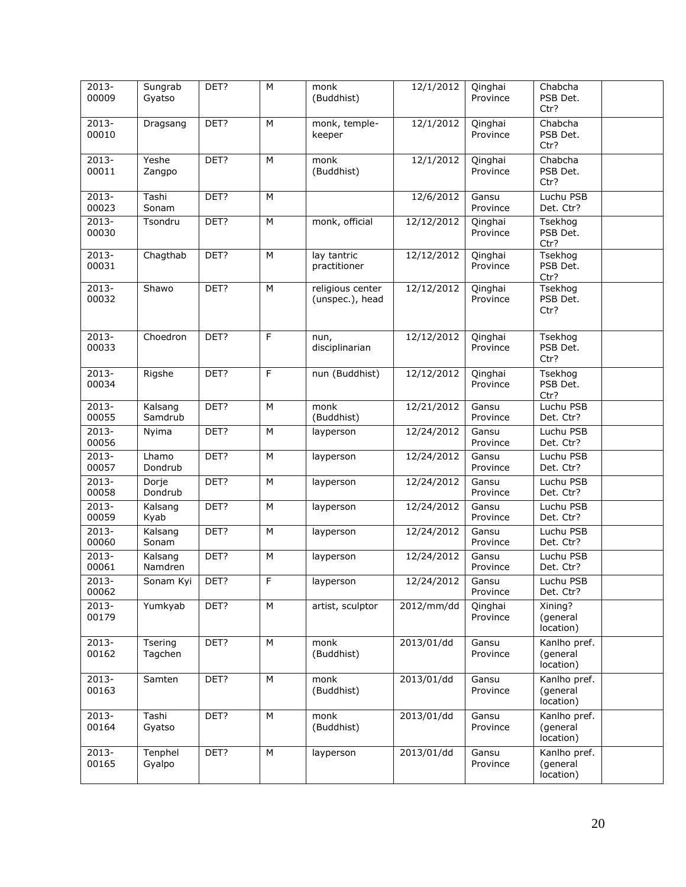| 2013-00009 | Sungrab Gyatso | DET? | M | monk (Buddhist) | 12/1/2012 | Qinghai Province | Chabcha PSB Det. Ctr? | |
|---|---|---|---|---|---|---|---|---|
| 2013-00010 | Dragsang | DET? | M | monk, temple-keeper | 12/1/2012 | Qinghai Province | Chabcha PSB Det. Ctr? | |
| 2013-00011 | Yeshe Zangpo | DET? | M | monk (Buddhist) | 12/1/2012 | Qinghai Province | Chabcha PSB Det. Ctr? | |
| 2013-00023 | Tashi Sonam | DET? | M | | 12/6/2012 | Gansu Province | Luchu PSB Det. Ctr? | |
| 2013-00030 | Tsondru | DET? | M | monk, official | 12/12/2012 | Qinghai Province | Tsekhog PSB Det. Ctr? | |
| 2013-00031 | Chagthab | DET? | M | lay tantric practitioner | 12/12/2012 | Qinghai Province | Tsekhog PSB Det. Ctr? | |
| 2013-00032 | Shawo | DET? | M | religious center (unspec.), head | 12/12/2012 | Qinghai Province | Tsekhog PSB Det. Ctr? | |
| 2013-00033 | Choedron | DET? | F | nun, disciplinarian | 12/12/2012 | Qinghai Province | Tsekhog PSB Det. Ctr? | |
| 2013-00034 | Rigshe | DET? | F | nun (Buddhist) | 12/12/2012 | Qinghai Province | Tsekhog PSB Det. Ctr? | |
| 2013-00055 | Kalsang Samdrub | DET? | M | monk (Buddhist) | 12/21/2012 | Gansu Province | Luchu PSB Det. Ctr? | |
| 2013-00056 | Nyima | DET? | M | layperson | 12/24/2012 | Gansu Province | Luchu PSB Det. Ctr? | |
| 2013-00057 | Lhamo Dondrub | DET? | M | layperson | 12/24/2012 | Gansu Province | Luchu PSB Det. Ctr? | |
| 2013-00058 | Dorje Dondrub | DET? | M | layperson | 12/24/2012 | Gansu Province | Luchu PSB Det. Ctr? | |
| 2013-00059 | Kalsang Kyab | DET? | M | layperson | 12/24/2012 | Gansu Province | Luchu PSB Det. Ctr? | |
| 2013-00060 | Kalsang Sonam | DET? | M | layperson | 12/24/2012 | Gansu Province | Luchu PSB Det. Ctr? | |
| 2013-00061 | Kalsang Namdren | DET? | M | layperson | 12/24/2012 | Gansu Province | Luchu PSB Det. Ctr? | |
| 2013-00062 | Sonam Kyi | DET? | F | layperson | 12/24/2012 | Gansu Province | Luchu PSB Det. Ctr? | |
| 2013-00179 | Yumkyab | DET? | M | artist, sculptor | 2012/mm/dd | Qinghai Province | Xining? (general location) | |
| 2013-00162 | Tsering Tagchen | DET? | M | monk (Buddhist) | 2013/01/dd | Gansu Province | Kanlho pref. (general location) | |
| 2013-00163 | Samten | DET? | M | monk (Buddhist) | 2013/01/dd | Gansu Province | Kanlho pref. (general location) | |
| 2013-00164 | Tashi Gyatso | DET? | M | monk (Buddhist) | 2013/01/dd | Gansu Province | Kanlho pref. (general location) | |
| 2013-00165 | Tenphel Gyalpo | DET? | M | layperson | 2013/01/dd | Gansu Province | Kanlho pref. (general location) | |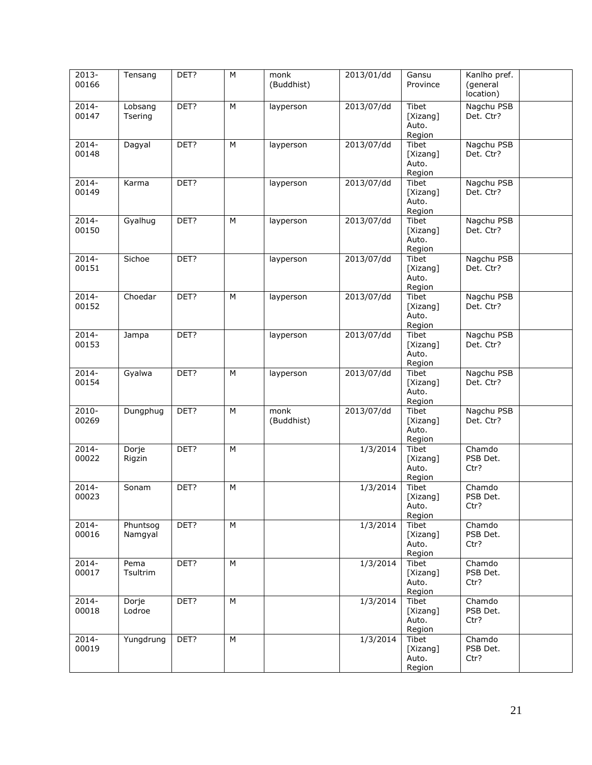| 2013-00166 | Tensang | DET? | M | monk (Buddhist) | 2013/01/dd | Gansu Province | Kanlho pref. (general location) | |
|---|---|---|---|---|---|---|---|---|
| 2014-00147 | Lobsang Tsering | DET? | M | layperson | 2013/07/dd | Tibet [Xizang] Auto. Region | Nagchu PSB Det. Ctr? | |
| 2014-00148 | Dagyal | DET? | M | layperson | 2013/07/dd | Tibet [Xizang] Auto. Region | Nagchu PSB Det. Ctr? | |
| 2014-00149 | Karma | DET? | | layperson | 2013/07/dd | Tibet [Xizang] Auto. Region | Nagchu PSB Det. Ctr? | |
| 2014-00150 | Gyalhug | DET? | M | layperson | 2013/07/dd | Tibet [Xizang] Auto. Region | Nagchu PSB Det. Ctr? | |
| 2014-00151 | Sichoe | DET? | | layperson | 2013/07/dd | Tibet [Xizang] Auto. Region | Nagchu PSB Det. Ctr? | |
| 2014-00152 | Choedar | DET? | M | layperson | 2013/07/dd | Tibet [Xizang] Auto. Region | Nagchu PSB Det. Ctr? | |
| 2014-00153 | Jampa | DET? | | layperson | 2013/07/dd | Tibet [Xizang] Auto. Region | Nagchu PSB Det. Ctr? | |
| 2014-00154 | Gyalwa | DET? | M | layperson | 2013/07/dd | Tibet [Xizang] Auto. Region | Nagchu PSB Det. Ctr? | |
| 2010-00269 | Dungphug | DET? | M | monk (Buddhist) | 2013/07/dd | Tibet [Xizang] Auto. Region | Nagchu PSB Det. Ctr? | |
| 2014-00022 | Dorje Rigzin | DET? | M | | 1/3/2014 | Tibet [Xizang] Auto. Region | Chamdo PSB Det. Ctr? | |
| 2014-00023 | Sonam | DET? | M | | 1/3/2014 | Tibet [Xizang] Auto. Region | Chamdo PSB Det. Ctr? | |
| 2014-00016 | Phuntsog Namgyal | DET? | M | | 1/3/2014 | Tibet [Xizang] Auto. Region | Chamdo PSB Det. Ctr? | |
| 2014-00017 | Pema Tsultrim | DET? | M | | 1/3/2014 | Tibet [Xizang] Auto. Region | Chamdo PSB Det. Ctr? | |
| 2014-00018 | Dorje Lodroe | DET? | M | | 1/3/2014 | Tibet [Xizang] Auto. Region | Chamdo PSB Det. Ctr? | |
| 2014-00019 | Yungdrung | DET? | M | | 1/3/2014 | Tibet [Xizang] Auto. Region | Chamdo PSB Det. Ctr? | |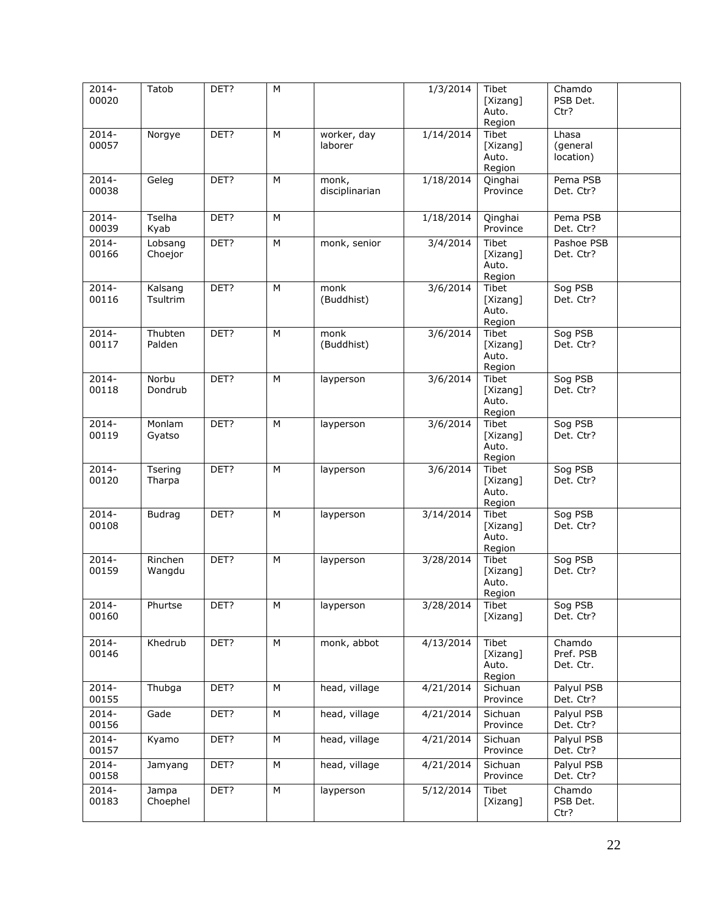| 2014-00020 | Tatob | DET? | M | | 1/3/2014 | Tibet [Xizang] Auto. Region | Chamdo PSB Det. Ctr? | |
|---|---|---|---|---|---|---|---|---|
| 2014-00057 | Norgye | DET? | M | worker, day laborer | 1/14/2014 | Tibet [Xizang] Auto. Region | Lhasa (general location) | |
| 2014-00038 | Geleg | DET? | M | monk, disciplinarian | 1/18/2014 | Qinghai Province | Pema PSB Det. Ctr? | |
| 2014-00039 | Tselha Kyab | DET? | M | | 1/18/2014 | Qinghai Province | Pema PSB Det. Ctr? | |
| 2014-00166 | Lobsang Choejor | DET? | M | monk, senior | 3/4/2014 | Tibet [Xizang] Auto. Region | Pashoe PSB Det. Ctr? | |
| 2014-00116 | Kalsang Tsultrim | DET? | M | monk (Buddhist) | 3/6/2014 | Tibet [Xizang] Auto. Region | Sog PSB Det. Ctr? | |
| 2014-00117 | Thubten Palden | DET? | M | monk (Buddhist) | 3/6/2014 | Tibet [Xizang] Auto. Region | Sog PSB Det. Ctr? | |
| 2014-00118 | Norbu Dondrub | DET? | M | layperson | 3/6/2014 | Tibet [Xizang] Auto. Region | Sog PSB Det. Ctr? | |
| 2014-00119 | Monlam Gyatso | DET? | M | layperson | 3/6/2014 | Tibet [Xizang] Auto. Region | Sog PSB Det. Ctr? | |
| 2014-00120 | Tsering Tharpa | DET? | M | layperson | 3/6/2014 | Tibet [Xizang] Auto. Region | Sog PSB Det. Ctr? | |
| 2014-00108 | Budrag | DET? | M | layperson | 3/14/2014 | Tibet [Xizang] Auto. Region | Sog PSB Det. Ctr? | |
| 2014-00159 | Rinchen Wangdu | DET? | M | layperson | 3/28/2014 | Tibet [Xizang] Auto. Region | Sog PSB Det. Ctr? | |
| 2014-00160 | Phurtse | DET? | M | layperson | 3/28/2014 | Tibet [Xizang] | Sog PSB Det. Ctr? | |
| 2014-00146 | Khedrub | DET? | M | monk, abbot | 4/13/2014 | Tibet [Xizang] Auto. Region | Chamdo Pref. PSB Det. Ctr. | |
| 2014-00155 | Thubga | DET? | M | head, village | 4/21/2014 | Sichuan Province | Palyul PSB Det. Ctr? | |
| 2014-00156 | Gade | DET? | M | head, village | 4/21/2014 | Sichuan Province | Palyul PSB Det. Ctr? | |
| 2014-00157 | Kyamo | DET? | M | head, village | 4/21/2014 | Sichuan Province | Palyul PSB Det. Ctr? | |
| 2014-00158 | Jamyang | DET? | M | head, village | 4/21/2014 | Sichuan Province | Palyul PSB Det. Ctr? | |
| 2014-00183 | Jampa Choephel | DET? | M | layperson | 5/12/2014 | Tibet [Xizang] | Chamdo PSB Det. Ctr? | |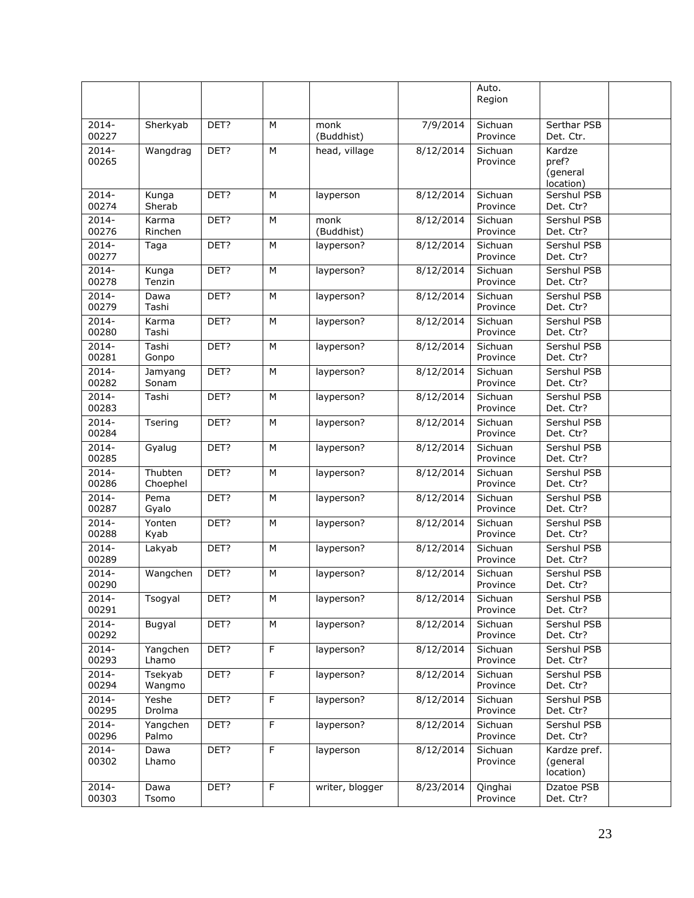|  |  |  |  |  |  | Auto. Region |  |  |
|---|---|---|---|---|---|---|---|---|
| 2014-00227 | Sherkyab | DET? | M | monk (Buddhist) | 7/9/2014 | Sichuan Province | Serthar PSB Det. Ctr. |  |
| 2014-00265 | Wangdrag | DET? | M | head, village | 8/12/2014 | Sichuan Province | Kardze pref? (general location) |  |
| 2014-00274 | Kunga Sherab | DET? | M | layperson | 8/12/2014 | Sichuan Province | Sershul PSB Det. Ctr? |  |
| 2014-00276 | Karma Rinchen | DET? | M | monk (Buddhist) | 8/12/2014 | Sichuan Province | Sershul PSB Det. Ctr? |  |
| 2014-00277 | Taga | DET? | M | layperson? | 8/12/2014 | Sichuan Province | Sershul PSB Det. Ctr? |  |
| 2014-00278 | Kunga Tenzin | DET? | M | layperson? | 8/12/2014 | Sichuan Province | Sershul PSB Det. Ctr? |  |
| 2014-00279 | Dawa Tashi | DET? | M | layperson? | 8/12/2014 | Sichuan Province | Sershul PSB Det. Ctr? |  |
| 2014-00280 | Karma Tashi | DET? | M | layperson? | 8/12/2014 | Sichuan Province | Sershul PSB Det. Ctr? |  |
| 2014-00281 | Tashi Gonpo | DET? | M | layperson? | 8/12/2014 | Sichuan Province | Sershul PSB Det. Ctr? |  |
| 2014-00282 | Jamyang Sonam | DET? | M | layperson? | 8/12/2014 | Sichuan Province | Sershul PSB Det. Ctr? |  |
| 2014-00283 | Tashi | DET? | M | layperson? | 8/12/2014 | Sichuan Province | Sershul PSB Det. Ctr? |  |
| 2014-00284 | Tsering | DET? | M | layperson? | 8/12/2014 | Sichuan Province | Sershul PSB Det. Ctr? |  |
| 2014-00285 | Gyalug | DET? | M | layperson? | 8/12/2014 | Sichuan Province | Sershul PSB Det. Ctr? |  |
| 2014-00286 | Thubten Choephel | DET? | M | layperson? | 8/12/2014 | Sichuan Province | Sershul PSB Det. Ctr? |  |
| 2014-00287 | Pema Gyalo | DET? | M | layperson? | 8/12/2014 | Sichuan Province | Sershul PSB Det. Ctr? |  |
| 2014-00288 | Yonten Kyab | DET? | M | layperson? | 8/12/2014 | Sichuan Province | Sershul PSB Det. Ctr? |  |
| 2014-00289 | Lakyab | DET? | M | layperson? | 8/12/2014 | Sichuan Province | Sershul PSB Det. Ctr? |  |
| 2014-00290 | Wangchen | DET? | M | layperson? | 8/12/2014 | Sichuan Province | Sershul PSB Det. Ctr? |  |
| 2014-00291 | Tsogyal | DET? | M | layperson? | 8/12/2014 | Sichuan Province | Sershul PSB Det. Ctr? |  |
| 2014-00292 | Bugyal | DET? | M | layperson? | 8/12/2014 | Sichuan Province | Sershul PSB Det. Ctr? |  |
| 2014-00293 | Yangchen Lhamo | DET? | F | layperson? | 8/12/2014 | Sichuan Province | Sershul PSB Det. Ctr? |  |
| 2014-00294 | Tsekyab Wangmo | DET? | F | layperson? | 8/12/2014 | Sichuan Province | Sershul PSB Det. Ctr? |  |
| 2014-00295 | Yeshe Drolma | DET? | F | layperson? | 8/12/2014 | Sichuan Province | Sershul PSB Det. Ctr? |  |
| 2014-00296 | Yangchen Palmo | DET? | F | layperson? | 8/12/2014 | Sichuan Province | Sershul PSB Det. Ctr? |  |
| 2014-00302 | Dawa Lhamo | DET? | F | layperson | 8/12/2014 | Sichuan Province | Kardze pref. (general location) |  |
| 2014-00303 | Dawa Tsomo | DET? | F | writer, blogger | 8/23/2014 | Qinghai Province | Dzatoe PSB Det. Ctr? |  |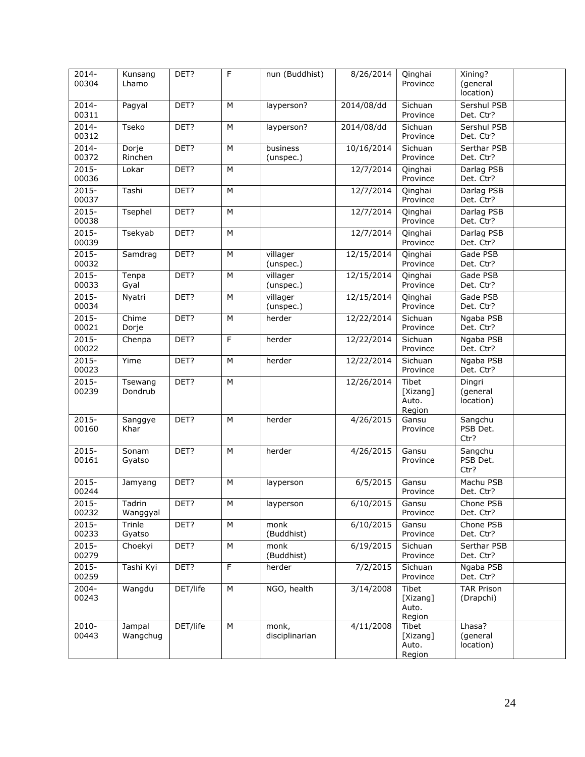| 2014-00304 | Kunsang Lhamo | DET? | F | nun (Buddhist) | 8/26/2014 | Qinghai Province | Xining? (general location) | |
|---|---|---|---|---|---|---|---|---|
| 2014-00311 | Pagyal | DET? | M | layperson? | 2014/08/dd | Sichuan Province | Sershul PSB Det. Ctr? | |
| 2014-00312 | Tseko | DET? | M | layperson? | 2014/08/dd | Sichuan Province | Sershul PSB Det. Ctr? | |
| 2014-00372 | Dorje Rinchen | DET? | M | business (unspec.) | 10/16/2014 | Sichuan Province | Serthar PSB Det. Ctr? | |
| 2015-00036 | Lokar | DET? | M | | 12/7/2014 | Qinghai Province | Darlag PSB Det. Ctr? | |
| 2015-00037 | Tashi | DET? | M | | 12/7/2014 | Qinghai Province | Darlag PSB Det. Ctr? | |
| 2015-00038 | Tsephel | DET? | M | | 12/7/2014 | Qinghai Province | Darlag PSB Det. Ctr? | |
| 2015-00039 | Tsekyab | DET? | M | | 12/7/2014 | Qinghai Province | Darlag PSB Det. Ctr? | |
| 2015-00032 | Samdrag | DET? | M | villager (unspec.) | 12/15/2014 | Qinghai Province | Gade PSB Det. Ctr? | |
| 2015-00033 | Tenpa Gyal | DET? | M | villager (unspec.) | 12/15/2014 | Qinghai Province | Gade PSB Det. Ctr? | |
| 2015-00034 | Nyatri | DET? | M | villager (unspec.) | 12/15/2014 | Qinghai Province | Gade PSB Det. Ctr? | |
| 2015-00021 | Chime Dorje | DET? | M | herder | 12/22/2014 | Sichuan Province | Ngaba PSB Det. Ctr? | |
| 2015-00022 | Chenpa | DET? | F | herder | 12/22/2014 | Sichuan Province | Ngaba PSB Det. Ctr? | |
| 2015-00023 | Yime | DET? | M | herder | 12/22/2014 | Sichuan Province | Ngaba PSB Det. Ctr? | |
| 2015-00239 | Tsewang Dondrub | DET? | M | | 12/26/2014 | Tibet [Xizang] Auto. Region | Dingri (general location) | |
| 2015-00160 | Sanggye Khar | DET? | M | herder | 4/26/2015 | Gansu Province | Sangchu PSB Det. Ctr? | |
| 2015-00161 | Sonam Gyatso | DET? | M | herder | 4/26/2015 | Gansu Province | Sangchu PSB Det. Ctr? | |
| 2015-00244 | Jamyang | DET? | M | layperson | 6/5/2015 | Gansu Province | Machu PSB Det. Ctr? | |
| 2015-00232 | Tadrin Wanggyal | DET? | M | layperson | 6/10/2015 | Gansu Province | Chone PSB Det. Ctr? | |
| 2015-00233 | Trinle Gyatso | DET? | M | monk (Buddhist) | 6/10/2015 | Gansu Province | Chone PSB Det. Ctr? | |
| 2015-00279 | Choekyi | DET? | M | monk (Buddhist) | 6/19/2015 | Sichuan Province | Serthar PSB Det. Ctr? | |
| 2015-00259 | Tashi Kyi | DET? | F | herder | 7/2/2015 | Sichuan Province | Ngaba PSB Det. Ctr? | |
| 2004-00243 | Wangdu | DET/life | M | NGO, health | 3/14/2008 | Tibet [Xizang] Auto. Region | TAR Prison (Drapchi) | |
| 2010-00443 | Jampal Wangchug | DET/life | M | monk, disciplinarian | 4/11/2008 | Tibet [Xizang] Auto. Region | Lhasa? (general location) | |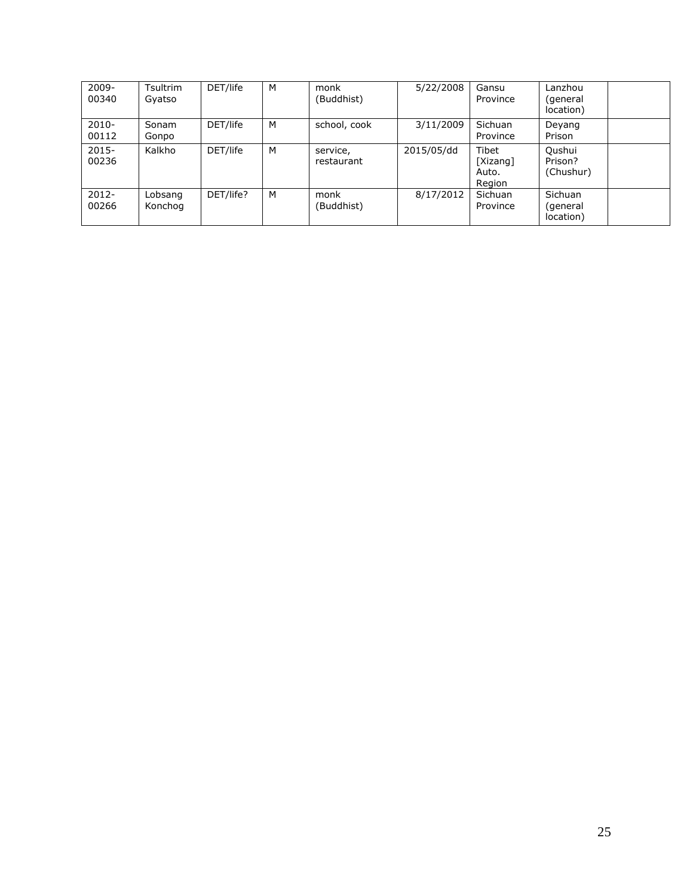| | | | | | | | | |
|---|---|---|---|---|---|---|---|---|
| 2009-00340 | Tsultrim Gyatso | DET/life | M | monk (Buddhist) | 5/22/2008 | Gansu Province | Lanzhou (general location) | |
| 2010-00112 | Sonam Gonpo | DET/life | M | school, cook | 3/11/2009 | Sichuan Province | Deyang Prison | |
| 2015-00236 | Kalkho | DET/life | M | service, restaurant | 2015/05/dd | Tibet [Xizang] Auto. Region | Qushui Prison? (Chushur) | |
| 2012-00266 | Lobsang Konchog | DET/life? | M | monk (Buddhist) | 8/17/2012 | Sichuan Province | Sichuan (general location) | |